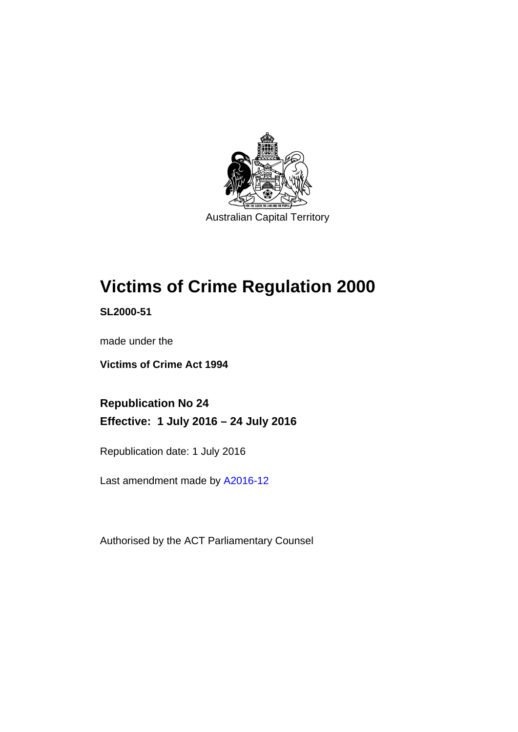Australian Capital Territory

# Victims of Crime Regulation 2000

**SL2000-51**

made under the

**Victims of Crime Act 1994**

**Republication No 24**

**Effective: 1 July 2016 – 24 July 2016**

Republication date: 1 July 2016

Last amendment made by A2016-12

Authorised by the ACT Parliamentary Counsel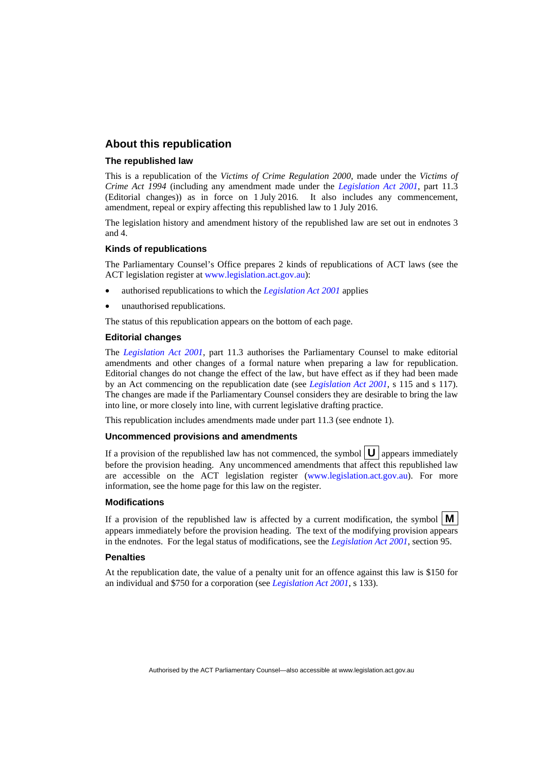## About this republication

### The republished law

This is a republication of the *Victims of Crime Regulation 2000*, made under the *Victims of Crime Act 1994* (including any amendment made under the *Legislation Act 2001*, part 11.3 (Editorial changes)) as in force on 1 July 2016*.* It also includes any commencement, amendment, repeal or expiry affecting this republished law to 1 July 2016.

The legislation history and amendment history of the republished law are set out in endnotes 3 and 4.

### Kinds of republications

The Parliamentary Counsel's Office prepares 2 kinds of republications of ACT laws (see the ACT legislation register at www.legislation.act.gov.au):

- authorised republications to which the *Legislation Act 2001* applies
- unauthorised republications.

The status of this republication appears on the bottom of each page.

### Editorial changes

The *Legislation Act 2001*, part 11.3 authorises the Parliamentary Counsel to make editorial amendments and other changes of a formal nature when preparing a law for republication. Editorial changes do not change the effect of the law, but have effect as if they had been made by an Act commencing on the republication date (see *Legislation Act 2001*, s 115 and s 117). The changes are made if the Parliamentary Counsel considers they are desirable to bring the law into line, or more closely into line, with current legislative drafting practice.

This republication includes amendments made under part 11.3 (see endnote 1).

### Uncommenced provisions and amendments

If a provision of the republished law has not commenced, the symbol **U** appears immediately before the provision heading. Any uncommenced amendments that affect this republished law are accessible on the ACT legislation register (www.legislation.act.gov.au). For more information, see the home page for this law on the register.

### Modifications

If a provision of the republished law is affected by a current modification, the symbol **M** appears immediately before the provision heading. The text of the modifying provision appears in the endnotes. For the legal status of modifications, see the *Legislation Act 2001*, section 95.

### Penalties

At the republication date, the value of a penalty unit for an offence against this law is $150 for an individual and $750 for a corporation (see *Legislation Act 2001*, s 133).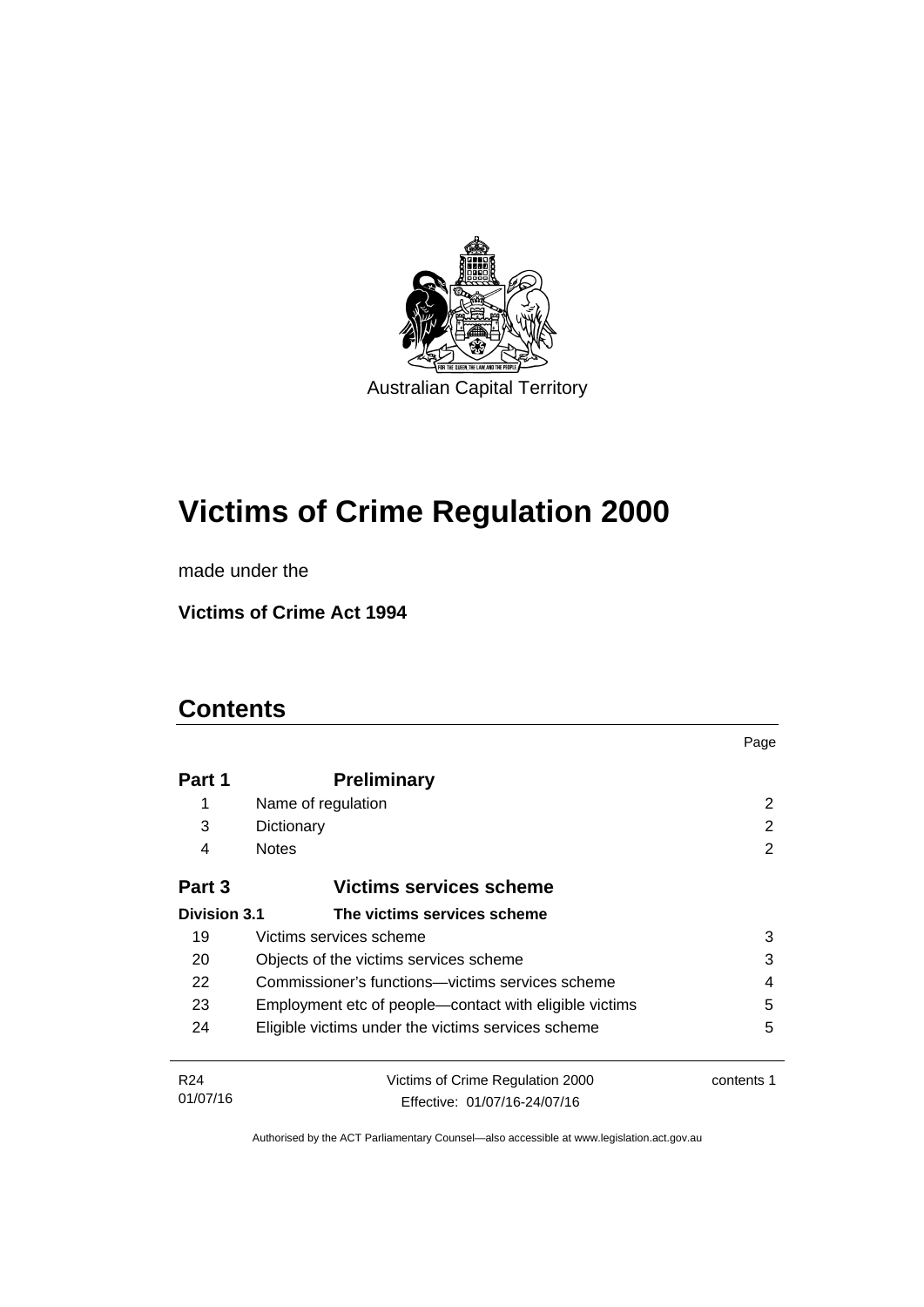Australian Capital Territory

# Victims of Crime Regulation 2000

made under the

**Victims of Crime Act 1994**

## Contents

| | | Page |
|---|---|---|
| **Part 1** | **Preliminary** | |
| 1 | Name of regulation | 2 |
| 3 | Dictionary | 2 |
| 4 | Notes | 2 |
| **Part 3** | **Victims services scheme** | |
| **Division 3.1** | **The victims services scheme** | |
| 19 | Victims services scheme | 3 |
| 20 | Objects of the victims services scheme | 3 |
| 22 | Commissioner's functions—victims services scheme | 4 |
| 23 | Employment etc of people—contact with eligible victims | 5 |
| 24 | Eligible victims under the victims services scheme | 5 |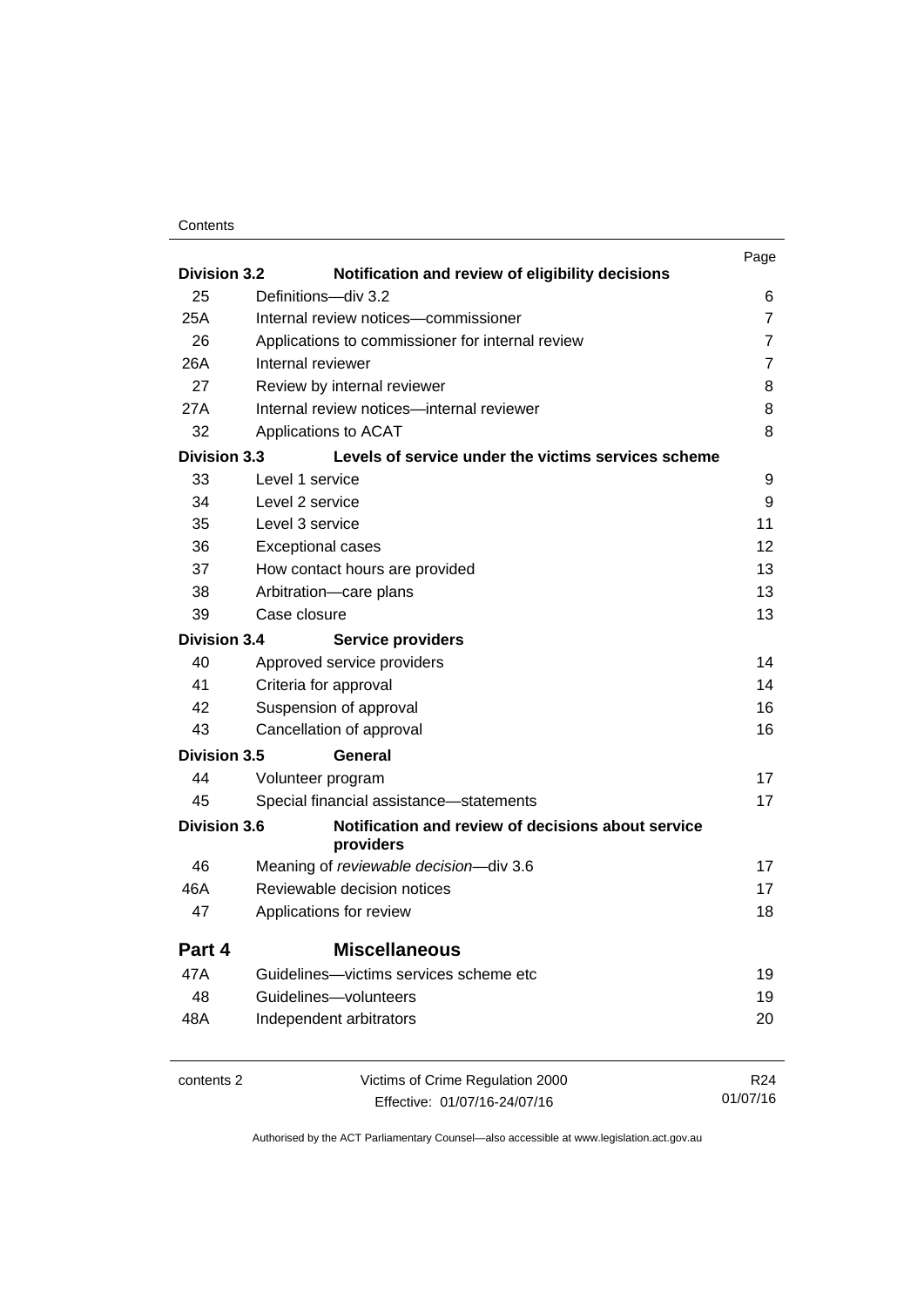| | | Page |
|---|---|---|
| **Division 3.2** | **Notification and review of eligibility decisions** | |
| 25 | Definitions—div 3.2 | 6 |
| 25A | Internal review notices—commissioner | 7 |
| 26 | Applications to commissioner for internal review | 7 |
| 26A | Internal reviewer | 7 |
| 27 | Review by internal reviewer | 8 |
| 27A | Internal review notices—internal reviewer | 8 |
| 32 | Applications to ACAT | 8 |
| **Division 3.3** | **Levels of service under the victims services scheme** | |
| 33 | Level 1 service | 9 |
| 34 | Level 2 service | 9 |
| 35 | Level 3 service | 11 |
| 36 | Exceptional cases | 12 |
| 37 | How contact hours are provided | 13 |
| 38 | Arbitration—care plans | 13 |
| 39 | Case closure | 13 |
| **Division 3.4** | **Service providers** | |
| 40 | Approved service providers | 14 |
| 41 | Criteria for approval | 14 |
| 42 | Suspension of approval | 16 |
| 43 | Cancellation of approval | 16 |
| **Division 3.5** | **General** | |
| 44 | Volunteer program | 17 |
| 45 | Special financial assistance—statements | 17 |
| **Division 3.6** | **Notification and review of decisions about service providers** | |
| 46 | Meaning of *reviewable decision*—div 3.6 | 17 |
| 46A | Reviewable decision notices | 17 |
| 47 | Applications for review | 18 |
| **Part 4** | **Miscellaneous** | |
| 47A | Guidelines—victims services scheme etc | 19 |
| 48 | Guidelines—volunteers | 19 |
| 48A | Independent arbitrators | 20 |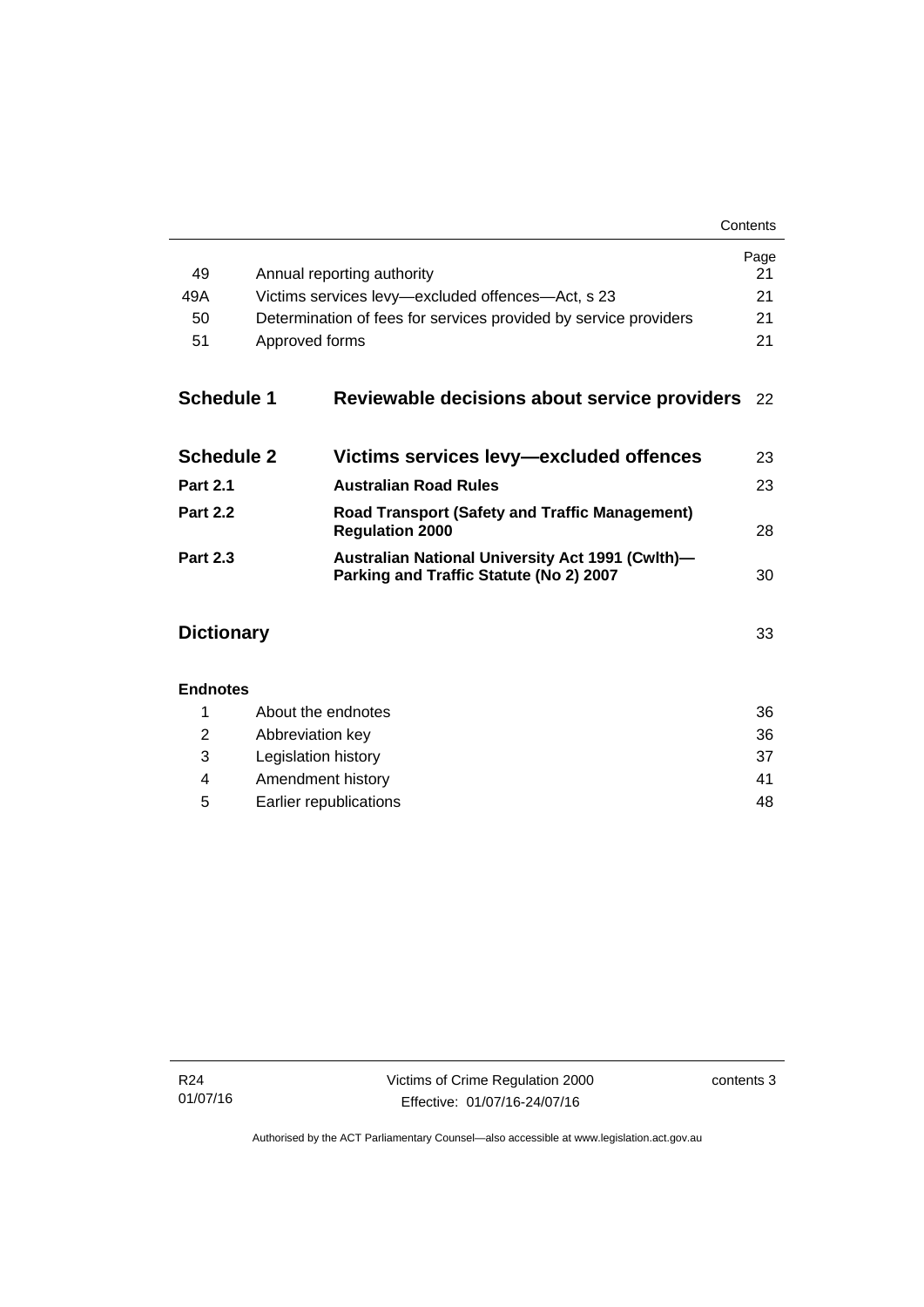| | | Page |
|---|---|---|
| 49 | Annual reporting authority | 21 |
| 49A | Victims services levy—excluded offences—Act, s 23 | 21 |
| 50 | Determination of fees for services provided by service providers | 21 |
| 51 | Approved forms | 21 |

| | | |
|---|---|---|
| **Schedule 1** | **Reviewable decisions about service providers** | 22 |
| **Schedule 2** | **Victims services levy—excluded offences** | 23 |
| **Part 2.1** | **Australian Road Rules** | 23 |
| **Part 2.2** | **Road Transport (Safety and Traffic Management) Regulation 2000** | 28 |
| **Part 2.3** | **Australian National University Act 1991 (Cwlth)—Parking and Traffic Statute (No 2) 2007** | 30 |
| **Dictionary** | | 33 |

**Endnotes**

| | | |
|---|---|---|
| 1 | About the endnotes | 36 |
| 2 | Abbreviation key | 36 |
| 3 | Legislation history | 37 |
| 4 | Amendment history | 41 |
| 5 | Earlier republications | 48 |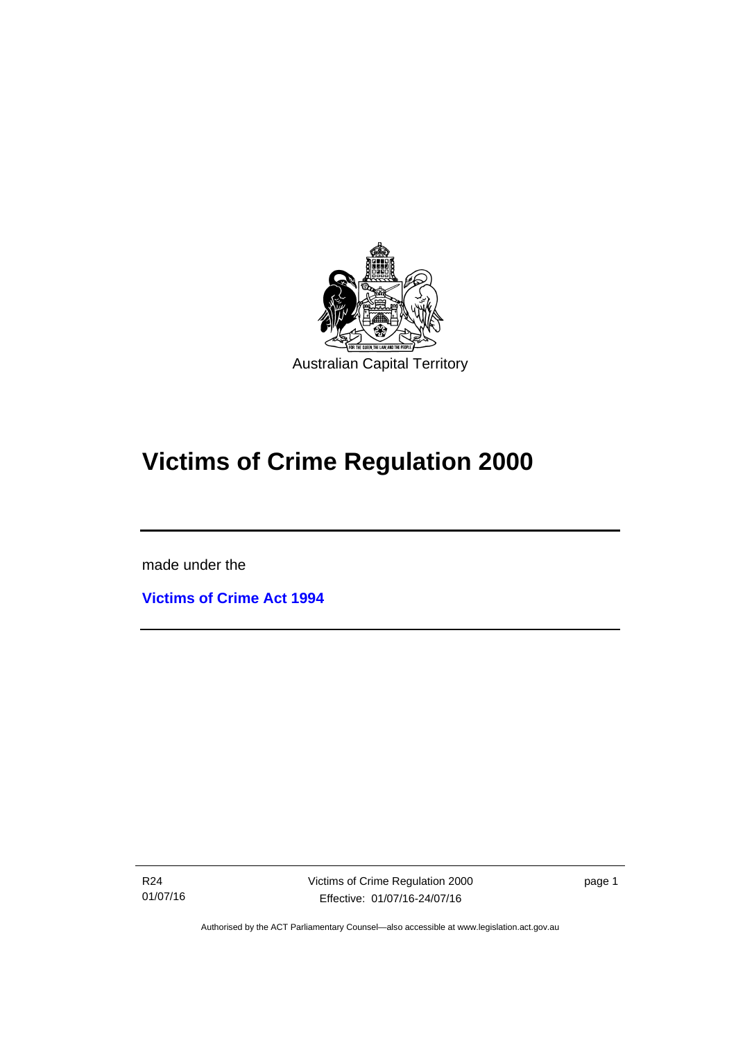Australian Capital Territory

# Victims of Crime Regulation 2000

made under the

**Victims of Crime Act 1994**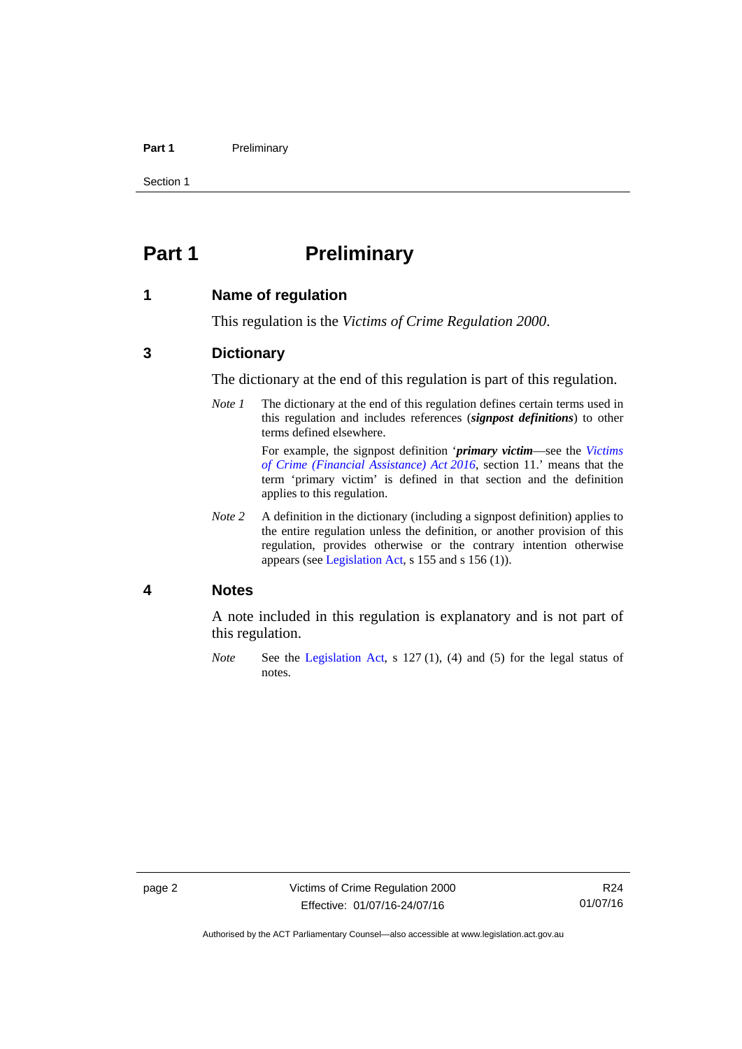# Part 1 Preliminary

## 1 Name of regulation

This regulation is the *Victims of Crime Regulation 2000*.

## 3 Dictionary

The dictionary at the end of this regulation is part of this regulation.

*Note 1* The dictionary at the end of this regulation defines certain terms used in this regulation and includes references (***signpost definitions***) to other terms defined elsewhere.

For example, the signpost definition '***primary victim***—see the *Victims of Crime (Financial Assistance) Act 2016*, section 11.' means that the term 'primary victim' is defined in that section and the definition applies to this regulation.

*Note 2* A definition in the dictionary (including a signpost definition) applies to the entire regulation unless the definition, or another provision of this regulation, provides otherwise or the contrary intention otherwise appears (see Legislation Act, s 155 and s 156 (1)).

## 4 Notes

A note included in this regulation is explanatory and is not part of this regulation.

*Note* See the Legislation Act, s 127 (1), (4) and (5) for the legal status of notes.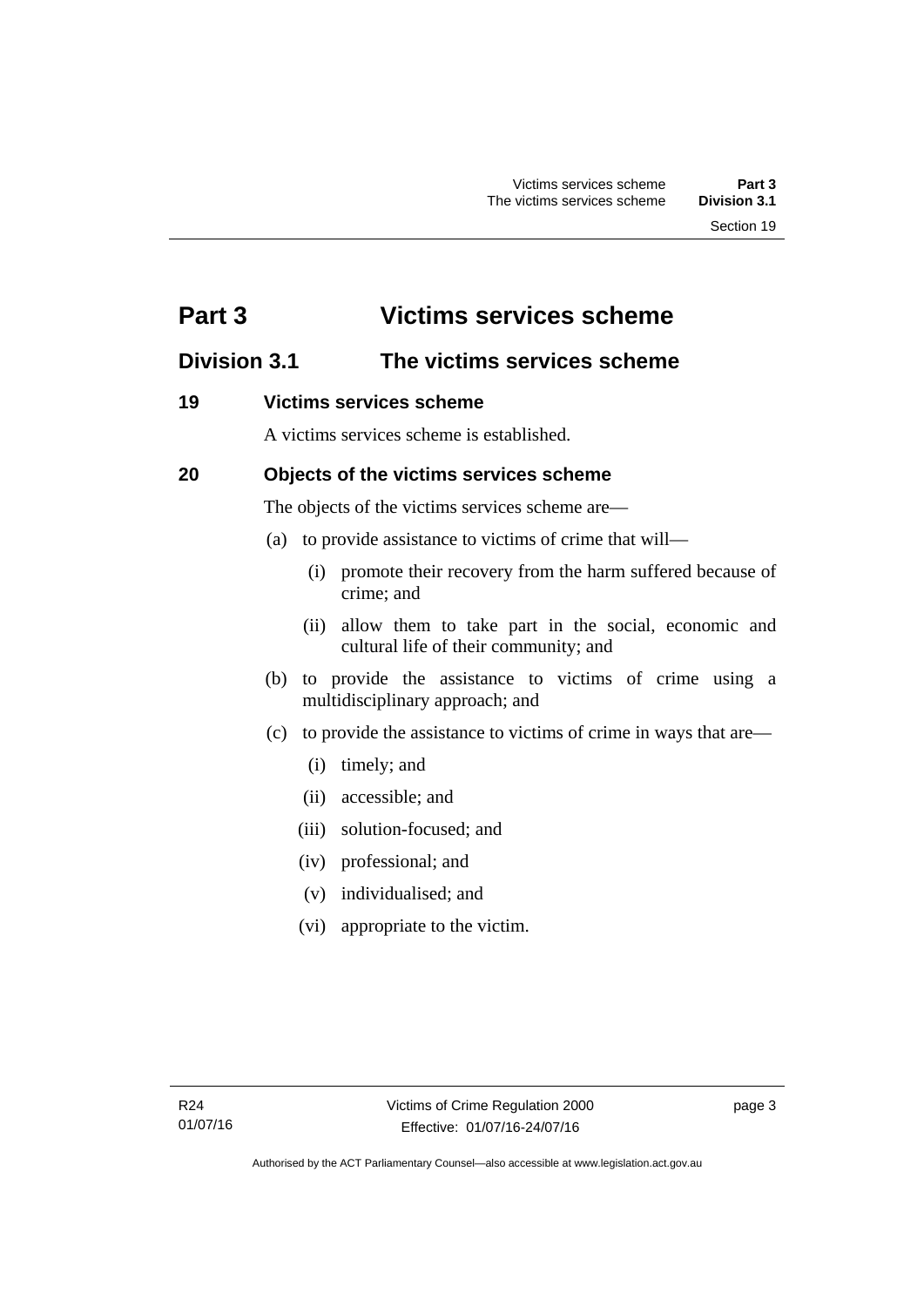# Part 3 Victims services scheme

## Division 3.1 The victims services scheme

### 19 Victims services scheme

A victims services scheme is established.

### 20 Objects of the victims services scheme

The objects of the victims services scheme are—

(a) to provide assistance to victims of crime that will—

 (i) promote their recovery from the harm suffered because of crime; and

 (ii) allow them to take part in the social, economic and cultural life of their community; and

(b) to provide the assistance to victims of crime using a multidisciplinary approach; and

(c) to provide the assistance to victims of crime in ways that are—

 (i) timely; and

 (ii) accessible; and

 (iii) solution-focused; and

 (iv) professional; and

 (v) individualised; and

 (vi) appropriate to the victim.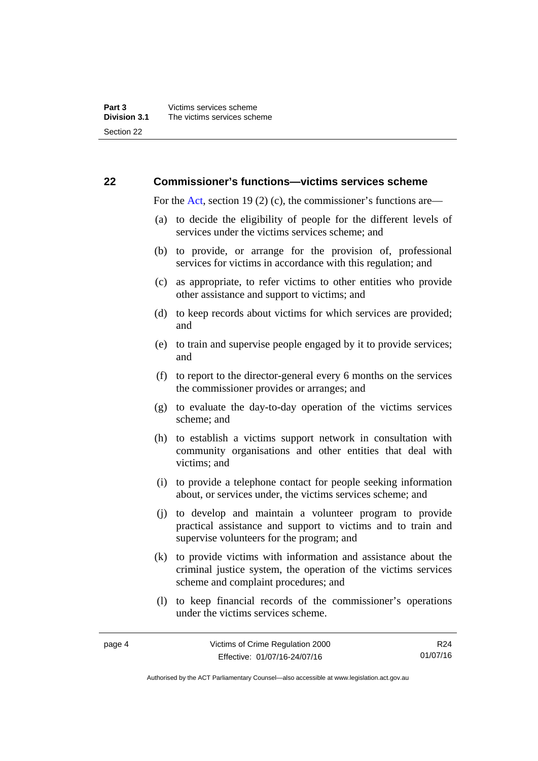## 22 Commissioner's functions—victims services scheme

For the Act, section 19 (2) (c), the commissioner's functions are—

(a) to decide the eligibility of people for the different levels of services under the victims services scheme; and

(b) to provide, or arrange for the provision of, professional services for victims in accordance with this regulation; and

(c) as appropriate, to refer victims to other entities who provide other assistance and support to victims; and

(d) to keep records about victims for which services are provided; and

(e) to train and supervise people engaged by it to provide services; and

(f) to report to the director-general every 6 months on the services the commissioner provides or arranges; and

(g) to evaluate the day-to-day operation of the victims services scheme; and

(h) to establish a victims support network in consultation with community organisations and other entities that deal with victims; and

(i) to provide a telephone contact for people seeking information about, or services under, the victims services scheme; and

(j) to develop and maintain a volunteer program to provide practical assistance and support to victims and to train and supervise volunteers for the program; and

(k) to provide victims with information and assistance about the criminal justice system, the operation of the victims services scheme and complaint procedures; and

(l) to keep financial records of the commissioner's operations under the victims services scheme.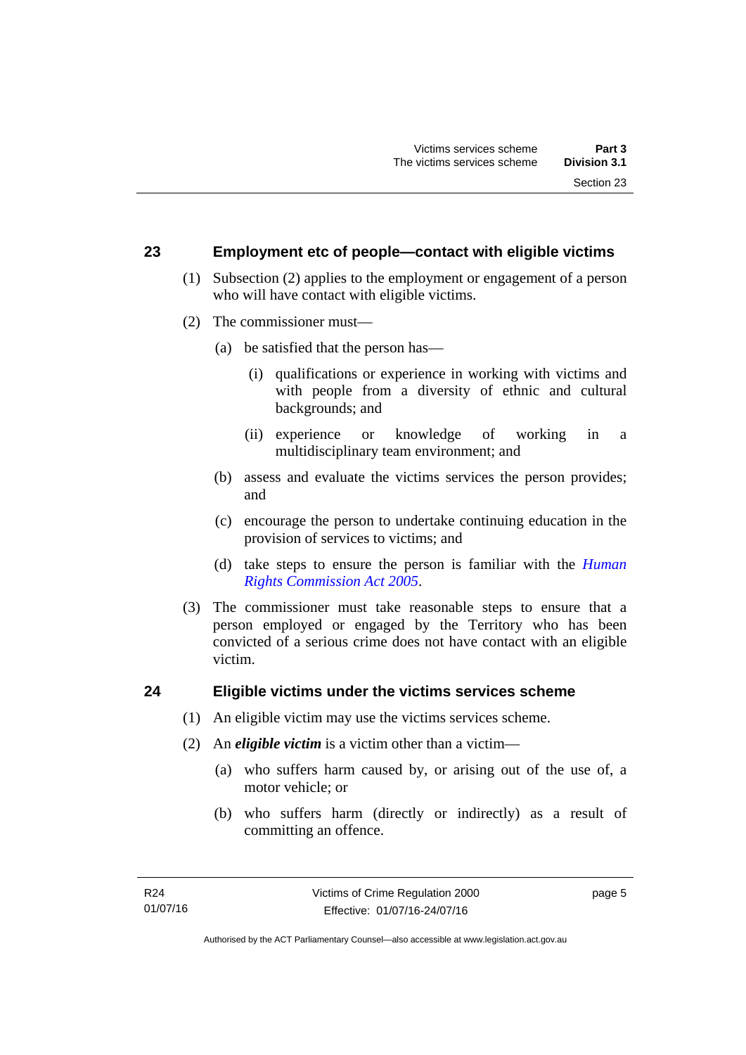## 23 Employment etc of people—contact with eligible victims

(1) Subsection (2) applies to the employment or engagement of a person who will have contact with eligible victims.

(2) The commissioner must—

(a) be satisfied that the person has—

(i) qualifications or experience in working with victims and with people from a diversity of ethnic and cultural backgrounds; and

(ii) experience or knowledge of working in a multidisciplinary team environment; and

(b) assess and evaluate the victims services the person provides; and

(c) encourage the person to undertake continuing education in the provision of services to victims; and

(d) take steps to ensure the person is familiar with the *Human Rights Commission Act 2005*.

(3) The commissioner must take reasonable steps to ensure that a person employed or engaged by the Territory who has been convicted of a serious crime does not have contact with an eligible victim.

## 24 Eligible victims under the victims services scheme

(1) An eligible victim may use the victims services scheme.

(2) An ***eligible victim*** is a victim other than a victim—

(a) who suffers harm caused by, or arising out of the use of, a motor vehicle; or

(b) who suffers harm (directly or indirectly) as a result of committing an offence.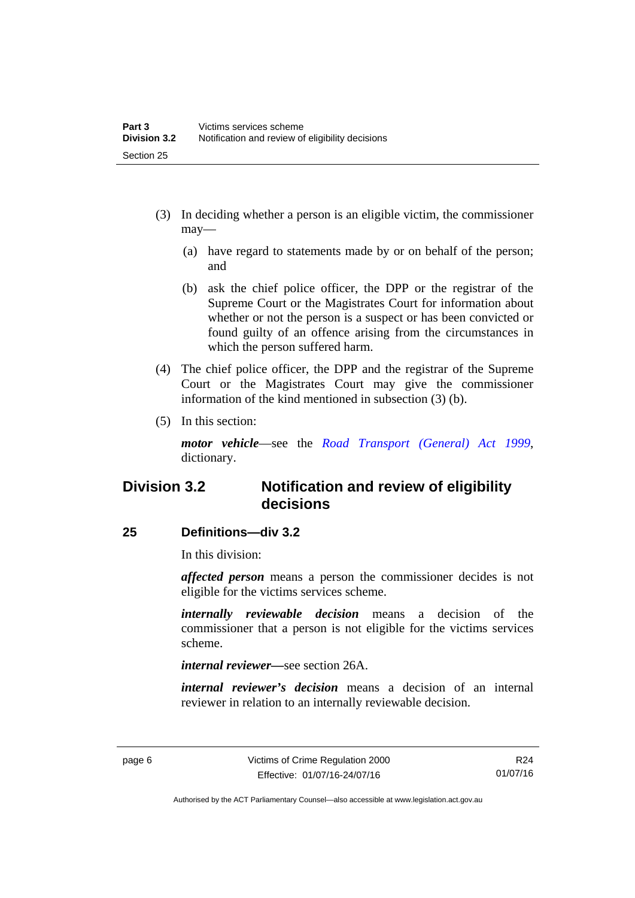(3) In deciding whether a person is an eligible victim, the commissioner may—

(a) have regard to statements made by or on behalf of the person; and

(b) ask the chief police officer, the DPP or the registrar of the Supreme Court or the Magistrates Court for information about whether or not the person is a suspect or has been convicted or found guilty of an offence arising from the circumstances in which the person suffered harm.

(4) The chief police officer, the DPP and the registrar of the Supreme Court or the Magistrates Court may give the commissioner information of the kind mentioned in subsection (3) (b).

(5) In this section:

***motor vehicle***—see the *Road Transport (General) Act 1999*, dictionary.

## Division 3.2 Notification and review of eligibility decisions

### 25 Definitions—div 3.2

In this division:

***affected person*** means a person the commissioner decides is not eligible for the victims services scheme.

***internally reviewable decision*** means a decision of the commissioner that a person is not eligible for the victims services scheme.

***internal reviewer***—see section 26A.

***internal reviewer's decision*** means a decision of an internal reviewer in relation to an internally reviewable decision.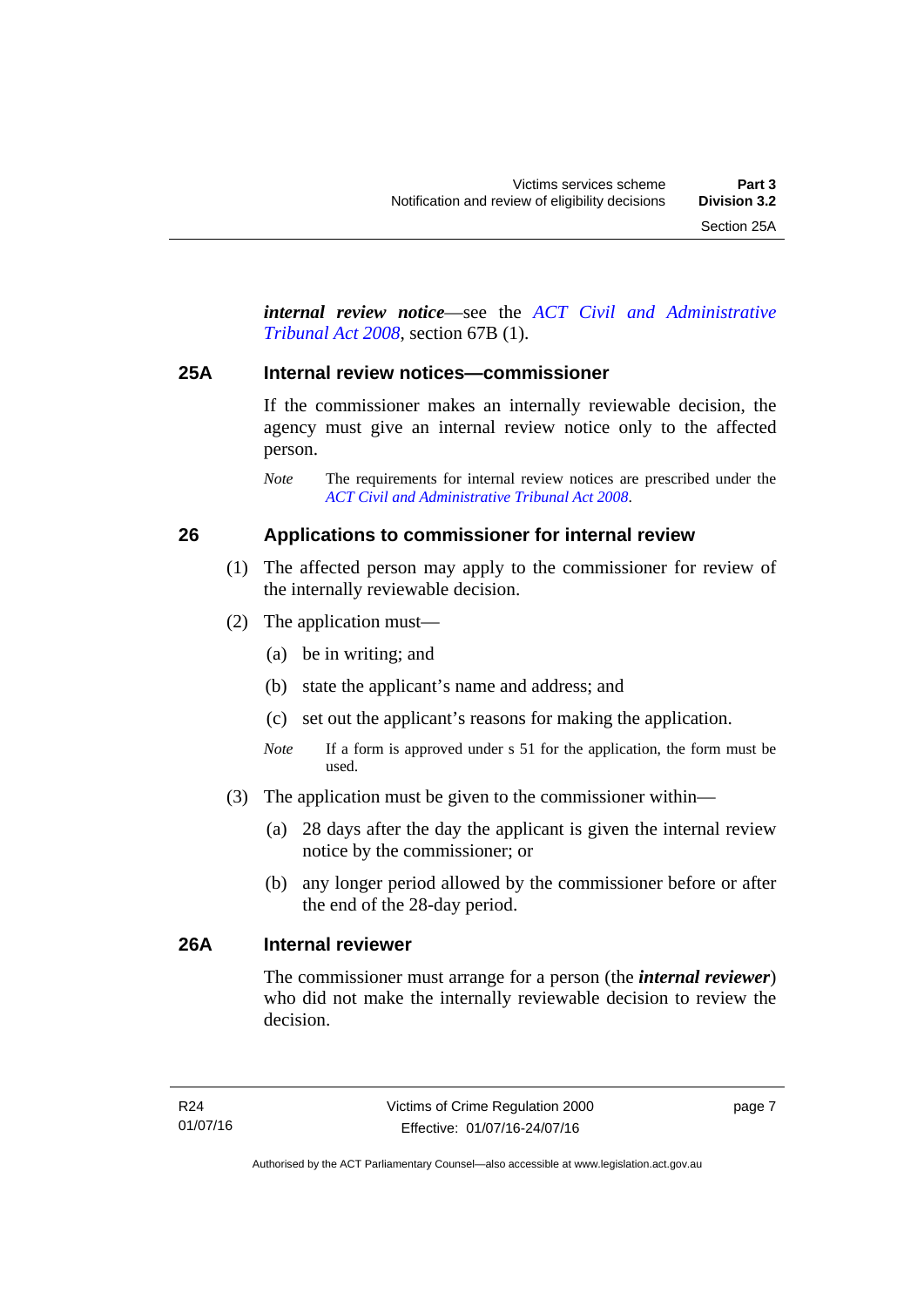***internal review notice***—see the *ACT Civil and Administrative Tribunal Act 2008*, section 67B (1).

### 25A Internal review notices—commissioner

If the commissioner makes an internally reviewable decision, the agency must give an internal review notice only to the affected person.

*Note* The requirements for internal review notices are prescribed under the *ACT Civil and Administrative Tribunal Act 2008*.

### 26 Applications to commissioner for internal review

(1) The affected person may apply to the commissioner for review of the internally reviewable decision.

(2) The application must—

(a) be in writing; and

(b) state the applicant's name and address; and

(c) set out the applicant's reasons for making the application.

*Note* If a form is approved under s 51 for the application, the form must be used.

(3) The application must be given to the commissioner within—

(a) 28 days after the day the applicant is given the internal review notice by the commissioner; or

(b) any longer period allowed by the commissioner before or after the end of the 28-day period.

### 26A Internal reviewer

The commissioner must arrange for a person (the ***internal reviewer***) who did not make the internally reviewable decision to review the decision.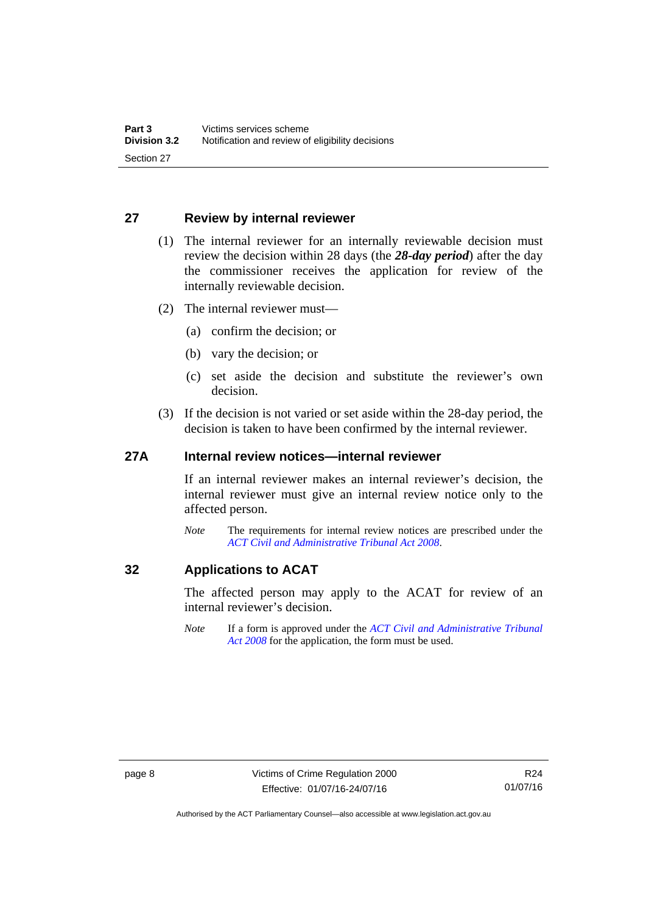## 27 Review by internal reviewer

(1) The internal reviewer for an internally reviewable decision must review the decision within 28 days (the ***28-day period***) after the day the commissioner receives the application for review of the internally reviewable decision.

(2) The internal reviewer must—

(a) confirm the decision; or

(b) vary the decision; or

(c) set aside the decision and substitute the reviewer's own decision.

(3) If the decision is not varied or set aside within the 28-day period, the decision is taken to have been confirmed by the internal reviewer.

## 27A Internal review notices—internal reviewer

If an internal reviewer makes an internal reviewer's decision, the internal reviewer must give an internal review notice only to the affected person.

*Note* The requirements for internal review notices are prescribed under the *ACT Civil and Administrative Tribunal Act 2008*.

## 32 Applications to ACAT

The affected person may apply to the ACAT for review of an internal reviewer's decision.

*Note* If a form is approved under the *ACT Civil and Administrative Tribunal Act 2008* for the application, the form must be used.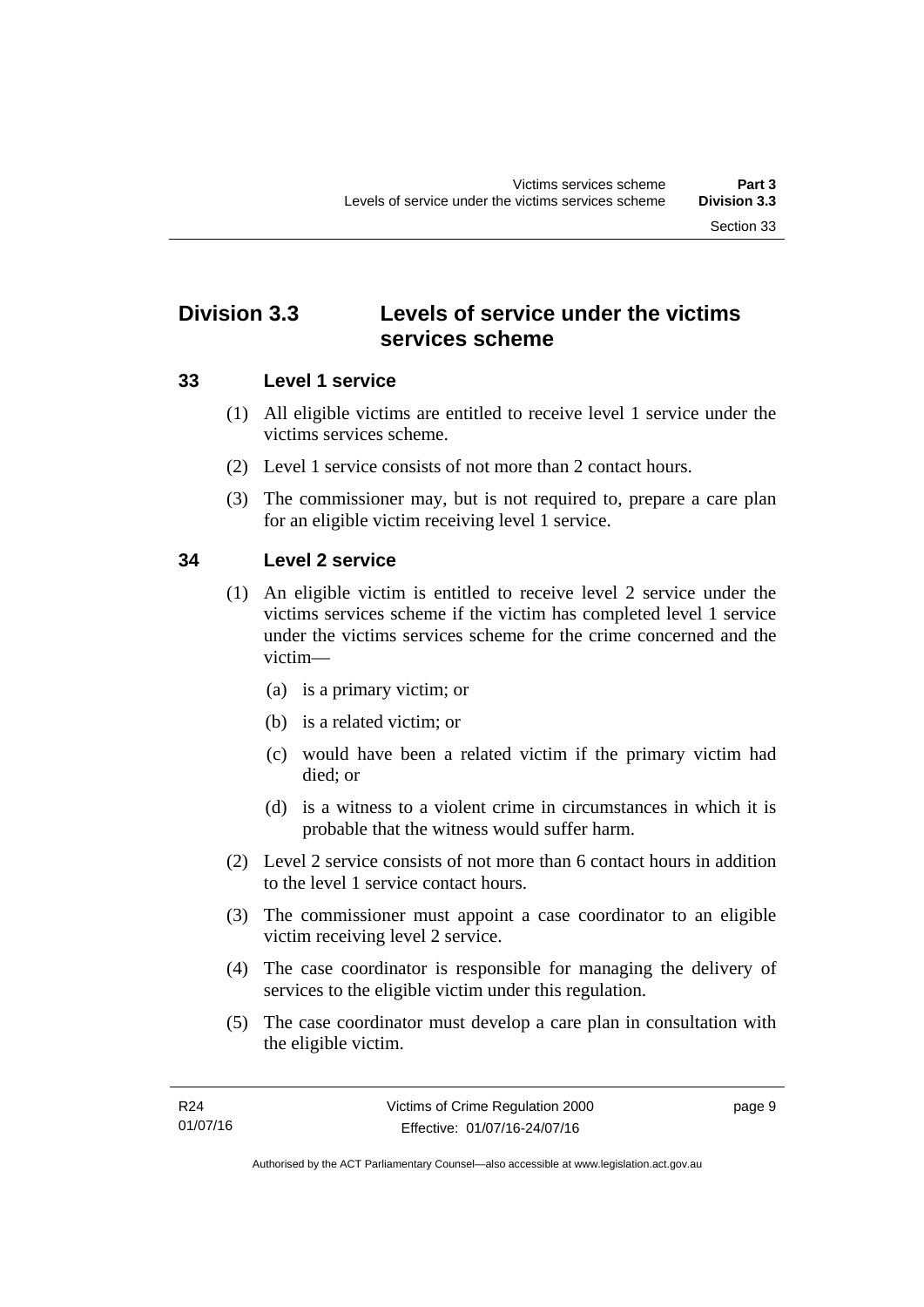## Division 3.3 Levels of service under the victims services scheme

### 33 Level 1 service

(1) All eligible victims are entitled to receive level 1 service under the victims services scheme.

(2) Level 1 service consists of not more than 2 contact hours.

(3) The commissioner may, but is not required to, prepare a care plan for an eligible victim receiving level 1 service.

### 34 Level 2 service

(1) An eligible victim is entitled to receive level 2 service under the victims services scheme if the victim has completed level 1 service under the victims services scheme for the crime concerned and the victim—

- (a) is a primary victim; or
- (b) is a related victim; or
- (c) would have been a related victim if the primary victim had died; or
- (d) is a witness to a violent crime in circumstances in which it is probable that the witness would suffer harm.

(2) Level 2 service consists of not more than 6 contact hours in addition to the level 1 service contact hours.

(3) The commissioner must appoint a case coordinator to an eligible victim receiving level 2 service.

(4) The case coordinator is responsible for managing the delivery of services to the eligible victim under this regulation.

(5) The case coordinator must develop a care plan in consultation with the eligible victim.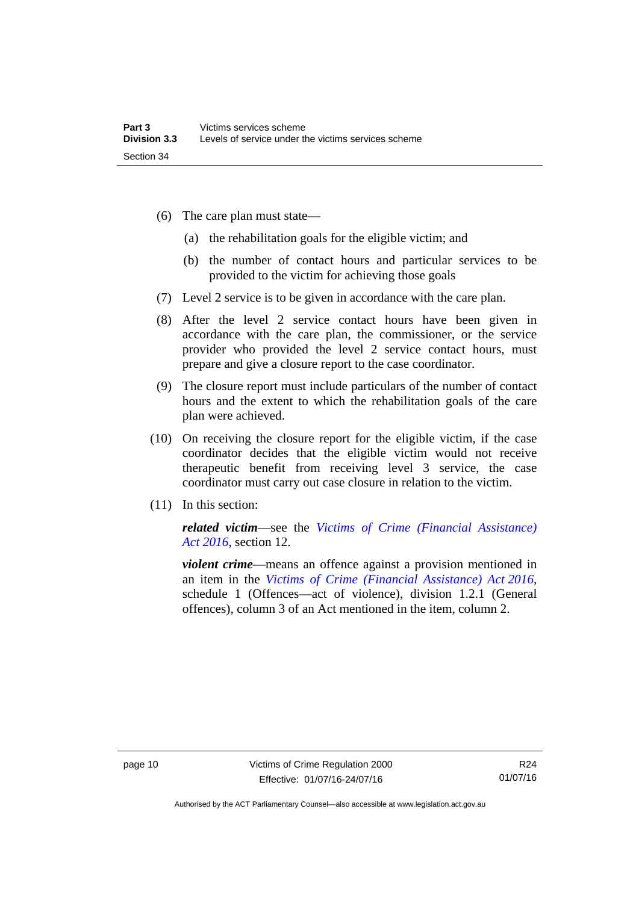(6) The care plan must state—

(a) the rehabilitation goals for the eligible victim; and

(b) the number of contact hours and particular services to be provided to the victim for achieving those goals

(7) Level 2 service is to be given in accordance with the care plan.

(8) After the level 2 service contact hours have been given in accordance with the care plan, the commissioner, or the service provider who provided the level 2 service contact hours, must prepare and give a closure report to the case coordinator.

(9) The closure report must include particulars of the number of contact hours and the extent to which the rehabilitation goals of the care plan were achieved.

(10) On receiving the closure report for the eligible victim, if the case coordinator decides that the eligible victim would not receive therapeutic benefit from receiving level 3 service, the case coordinator must carry out case closure in relation to the victim.

(11) In this section:

***related victim***—see the *Victims of Crime (Financial Assistance) Act 2016*, section 12.

***violent crime***—means an offence against a provision mentioned in an item in the *Victims of Crime (Financial Assistance) Act 2016*, schedule 1 (Offences—act of violence), division 1.2.1 (General offences), column 3 of an Act mentioned in the item, column 2.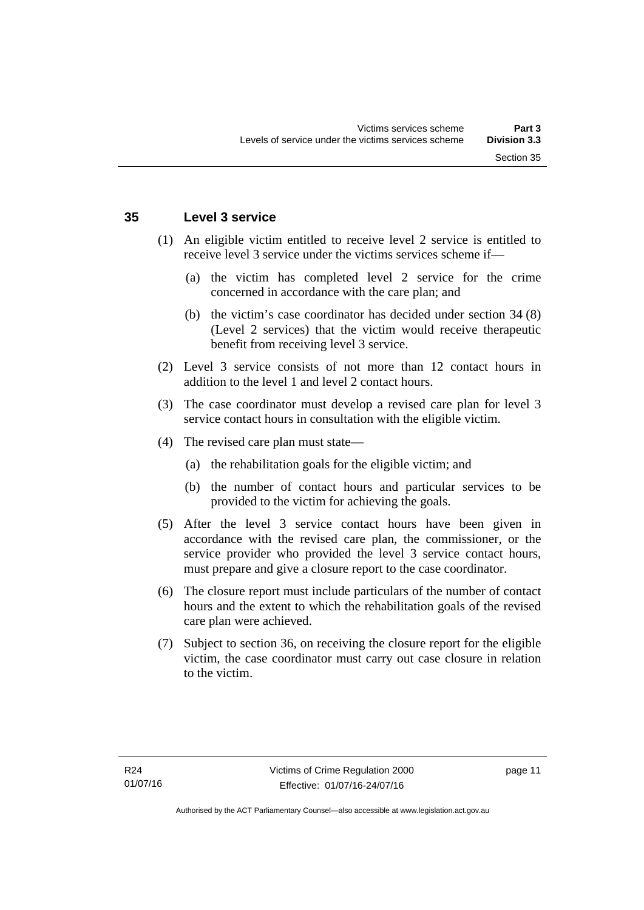## 35 Level 3 service

(1) An eligible victim entitled to receive level 2 service is entitled to receive level 3 service under the victims services scheme if—

(a) the victim has completed level 2 service for the crime concerned in accordance with the care plan; and

(b) the victim's case coordinator has decided under section 34 (8) (Level 2 services) that the victim would receive therapeutic benefit from receiving level 3 service.

(2) Level 3 service consists of not more than 12 contact hours in addition to the level 1 and level 2 contact hours.

(3) The case coordinator must develop a revised care plan for level 3 service contact hours in consultation with the eligible victim.

(4) The revised care plan must state—

(a) the rehabilitation goals for the eligible victim; and

(b) the number of contact hours and particular services to be provided to the victim for achieving the goals.

(5) After the level 3 service contact hours have been given in accordance with the revised care plan, the commissioner, or the service provider who provided the level 3 service contact hours, must prepare and give a closure report to the case coordinator.

(6) The closure report must include particulars of the number of contact hours and the extent to which the rehabilitation goals of the revised care plan were achieved.

(7) Subject to section 36, on receiving the closure report for the eligible victim, the case coordinator must carry out case closure in relation to the victim.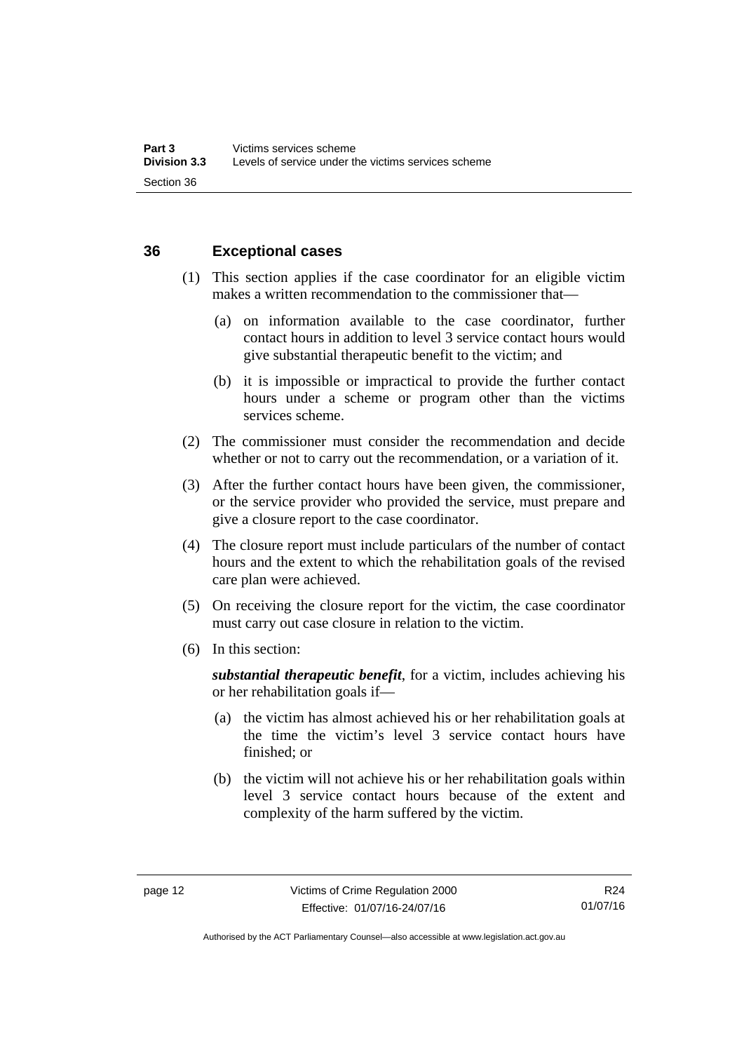## 36 Exceptional cases

(1) This section applies if the case coordinator for an eligible victim makes a written recommendation to the commissioner that—

(a) on information available to the case coordinator, further contact hours in addition to level 3 service contact hours would give substantial therapeutic benefit to the victim; and

(b) it is impossible or impractical to provide the further contact hours under a scheme or program other than the victims services scheme.

(2) The commissioner must consider the recommendation and decide whether or not to carry out the recommendation, or a variation of it.

(3) After the further contact hours have been given, the commissioner, or the service provider who provided the service, must prepare and give a closure report to the case coordinator.

(4) The closure report must include particulars of the number of contact hours and the extent to which the rehabilitation goals of the revised care plan were achieved.

(5) On receiving the closure report for the victim, the case coordinator must carry out case closure in relation to the victim.

(6) In this section:

***substantial therapeutic benefit***, for a victim, includes achieving his or her rehabilitation goals if—

(a) the victim has almost achieved his or her rehabilitation goals at the time the victim's level 3 service contact hours have finished; or

(b) the victim will not achieve his or her rehabilitation goals within level 3 service contact hours because of the extent and complexity of the harm suffered by the victim.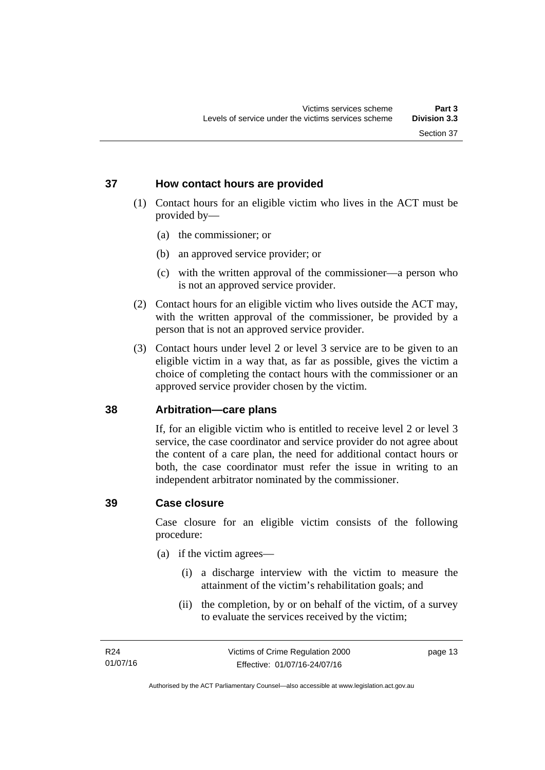### 37 How contact hours are provided

(1) Contact hours for an eligible victim who lives in the ACT must be provided by—

(a) the commissioner; or

(b) an approved service provider; or

(c) with the written approval of the commissioner—a person who is not an approved service provider.

(2) Contact hours for an eligible victim who lives outside the ACT may, with the written approval of the commissioner, be provided by a person that is not an approved service provider.

(3) Contact hours under level 2 or level 3 service are to be given to an eligible victim in a way that, as far as possible, gives the victim a choice of completing the contact hours with the commissioner or an approved service provider chosen by the victim.

### 38 Arbitration—care plans

If, for an eligible victim who is entitled to receive level 2 or level 3 service, the case coordinator and service provider do not agree about the content of a care plan, the need for additional contact hours or both, the case coordinator must refer the issue in writing to an independent arbitrator nominated by the commissioner.

### 39 Case closure

Case closure for an eligible victim consists of the following procedure:

(a) if the victim agrees—

(i) a discharge interview with the victim to measure the attainment of the victim's rehabilitation goals; and

(ii) the completion, by or on behalf of the victim, of a survey to evaluate the services received by the victim;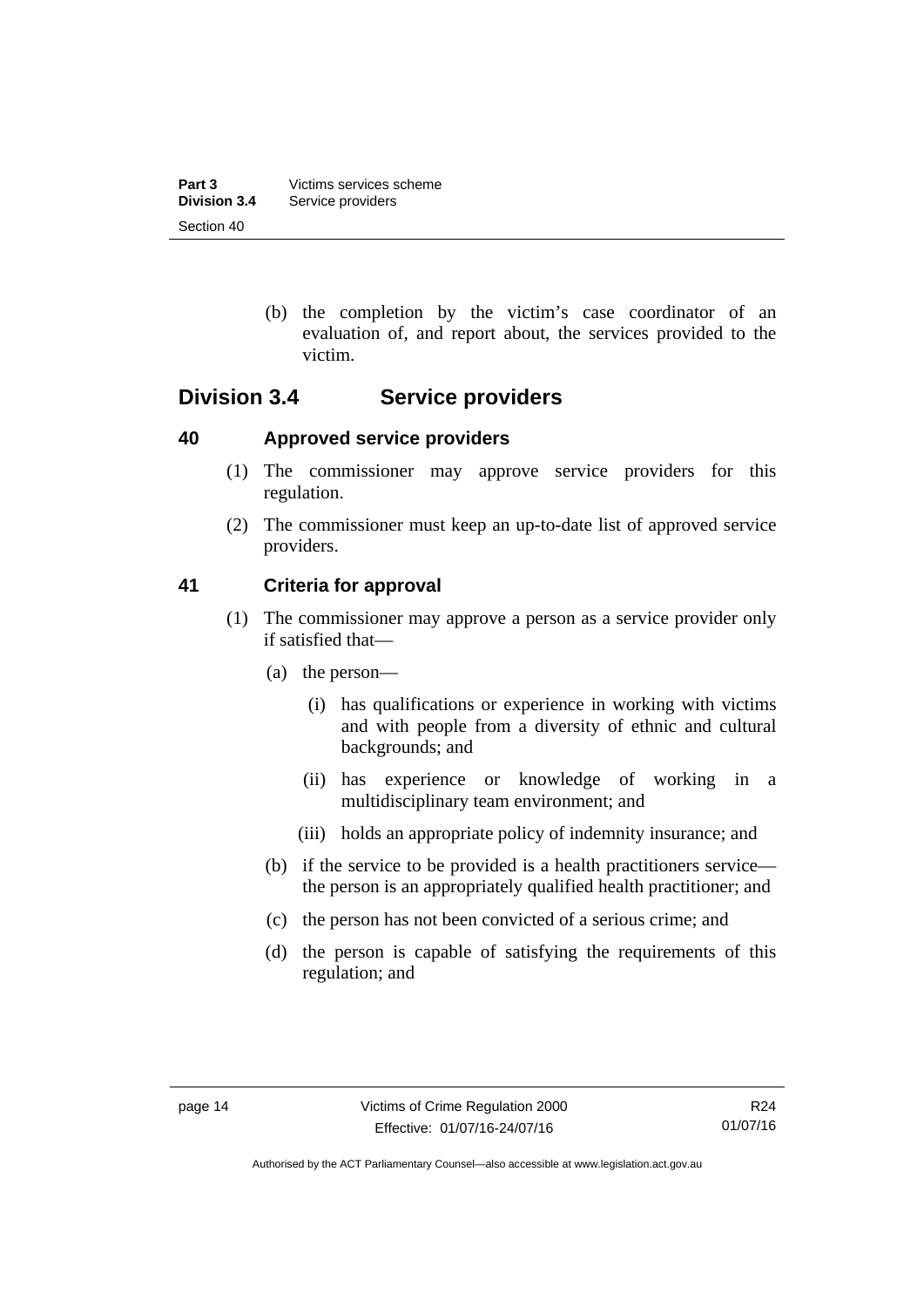(b) the completion by the victim's case coordinator of an evaluation of, and report about, the services provided to the victim.

## Division 3.4 Service providers

### 40 Approved service providers

(1) The commissioner may approve service providers for this regulation.

(2) The commissioner must keep an up-to-date list of approved service providers.

### 41 Criteria for approval

(1) The commissioner may approve a person as a service provider only if satisfied that—

(a) the person—

(i) has qualifications or experience in working with victims and with people from a diversity of ethnic and cultural backgrounds; and

(ii) has experience or knowledge of working in a multidisciplinary team environment; and

(iii) holds an appropriate policy of indemnity insurance; and

(b) if the service to be provided is a health practitioners service—the person is an appropriately qualified health practitioner; and

(c) the person has not been convicted of a serious crime; and

(d) the person is capable of satisfying the requirements of this regulation; and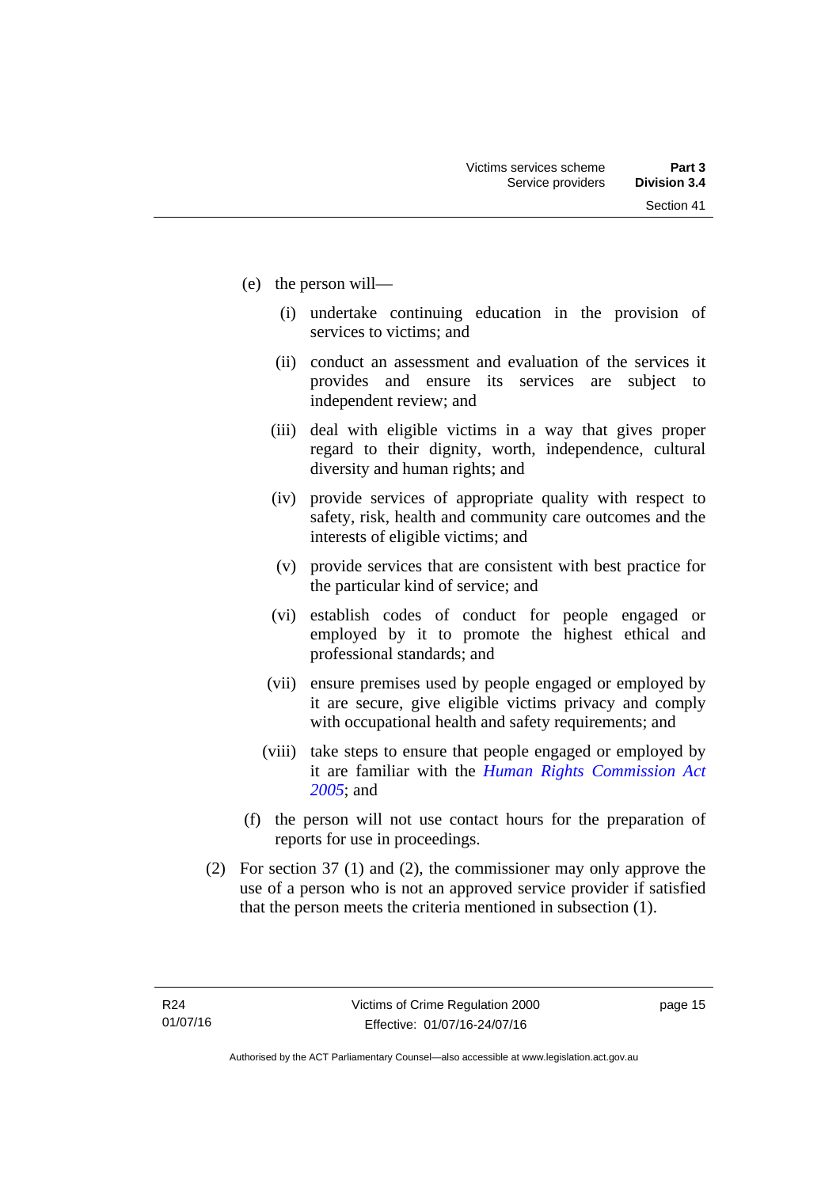(e) the person will—

  (i) undertake continuing education in the provision of services to victims; and

  (ii) conduct an assessment and evaluation of the services it provides and ensure its services are subject to independent review; and

  (iii) deal with eligible victims in a way that gives proper regard to their dignity, worth, independence, cultural diversity and human rights; and

  (iv) provide services of appropriate quality with respect to safety, risk, health and community care outcomes and the interests of eligible victims; and

  (v) provide services that are consistent with best practice for the particular kind of service; and

  (vi) establish codes of conduct for people engaged or employed by it to promote the highest ethical and professional standards; and

  (vii) ensure premises used by people engaged or employed by it are secure, give eligible victims privacy and comply with occupational health and safety requirements; and

  (viii) take steps to ensure that people engaged or employed by it are familiar with the *Human Rights Commission Act 2005*; and

(f) the person will not use contact hours for the preparation of reports for use in proceedings.

(2) For section 37 (1) and (2), the commissioner may only approve the use of a person who is not an approved service provider if satisfied that the person meets the criteria mentioned in subsection (1).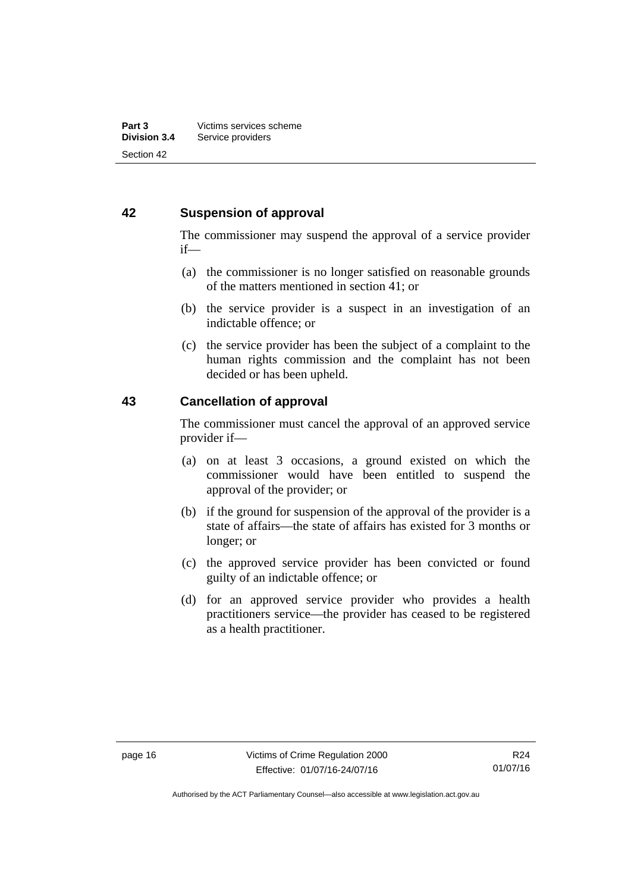## 42 Suspension of approval

The commissioner may suspend the approval of a service provider if—

(a) the commissioner is no longer satisfied on reasonable grounds of the matters mentioned in section 41; or

(b) the service provider is a suspect in an investigation of an indictable offence; or

(c) the service provider has been the subject of a complaint to the human rights commission and the complaint has not been decided or has been upheld.

## 43 Cancellation of approval

The commissioner must cancel the approval of an approved service provider if—

(a) on at least 3 occasions, a ground existed on which the commissioner would have been entitled to suspend the approval of the provider; or

(b) if the ground for suspension of the approval of the provider is a state of affairs—the state of affairs has existed for 3 months or longer; or

(c) the approved service provider has been convicted or found guilty of an indictable offence; or

(d) for an approved service provider who provides a health practitioners service—the provider has ceased to be registered as a health practitioner.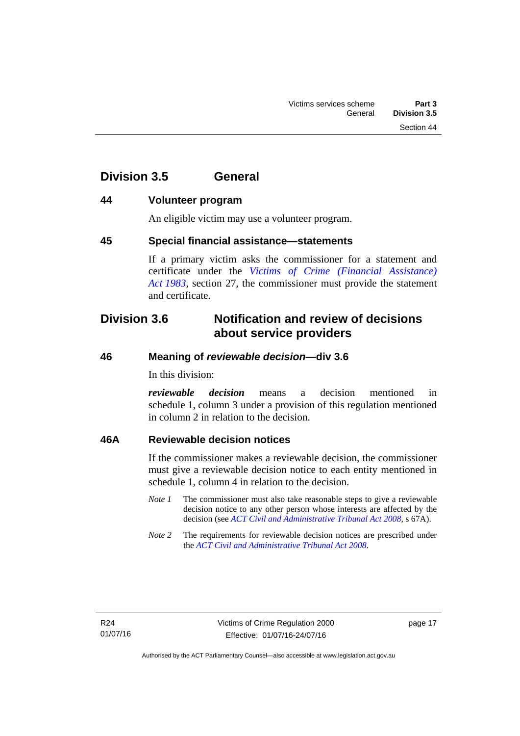## Division 3.5 General

### 44 Volunteer program

An eligible victim may use a volunteer program.

### 45 Special financial assistance—statements

If a primary victim asks the commissioner for a statement and certificate under the *Victims of Crime (Financial Assistance) Act 1983*, section 27, the commissioner must provide the statement and certificate.

## Division 3.6 Notification and review of decisions about service providers

### 46 Meaning of *reviewable decision*—div 3.6

In this division:

***reviewable decision*** means a decision mentioned in schedule 1, column 3 under a provision of this regulation mentioned in column 2 in relation to the decision.

### 46A Reviewable decision notices

If the commissioner makes a reviewable decision, the commissioner must give a reviewable decision notice to each entity mentioned in schedule 1, column 4 in relation to the decision.

*Note 1* The commissioner must also take reasonable steps to give a reviewable decision notice to any other person whose interests are affected by the decision (see *ACT Civil and Administrative Tribunal Act 2008*, s 67A).

*Note 2* The requirements for reviewable decision notices are prescribed under the *ACT Civil and Administrative Tribunal Act 2008*.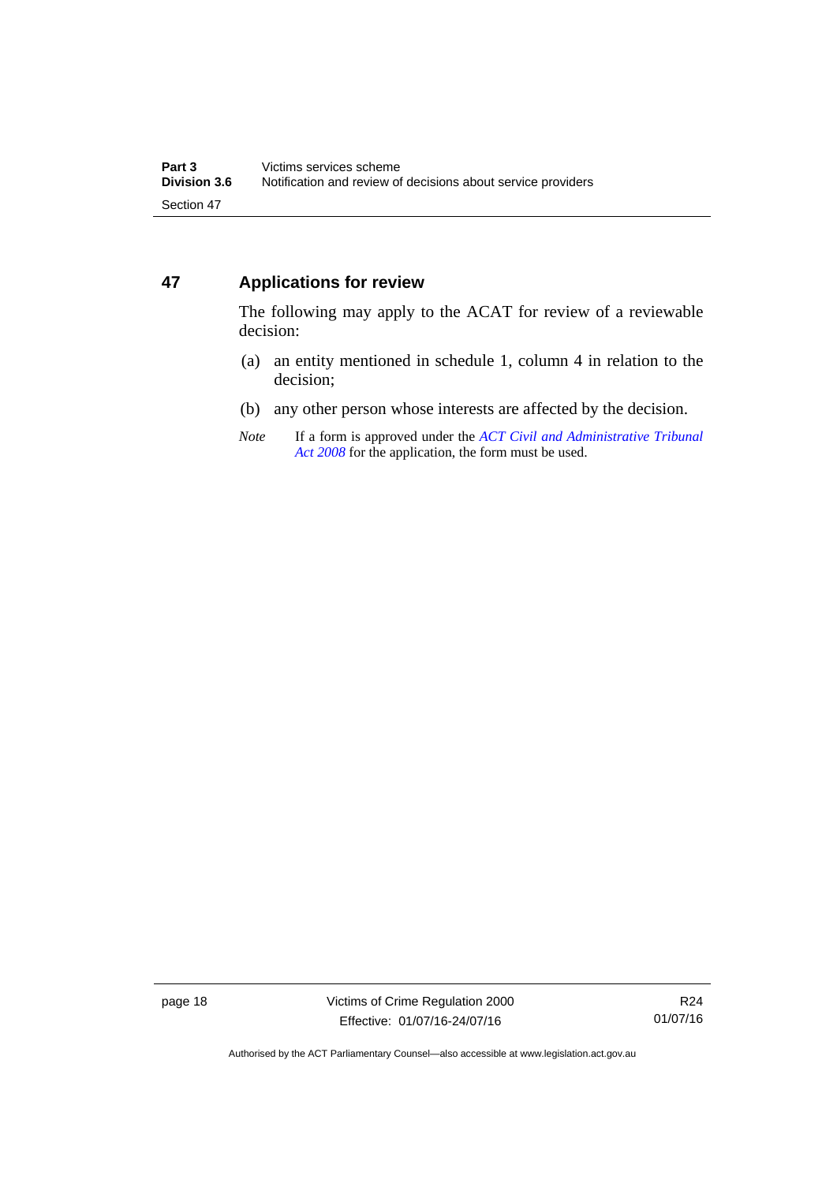## 47 Applications for review

The following may apply to the ACAT for review of a reviewable decision:

(a) an entity mentioned in schedule 1, column 4 in relation to the decision;

(b) any other person whose interests are affected by the decision.

*Note* If a form is approved under the *ACT Civil and Administrative Tribunal Act 2008* for the application, the form must be used.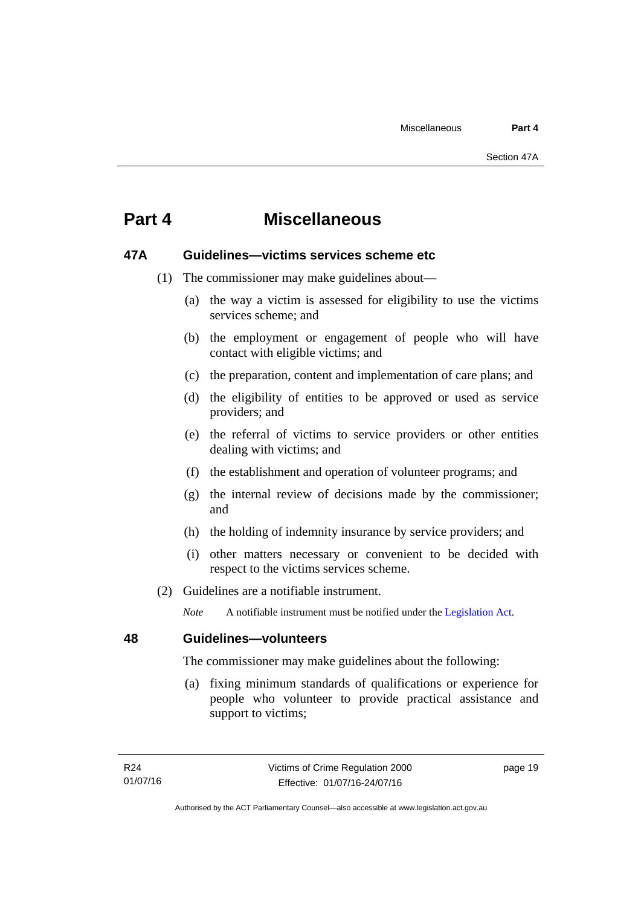# Part 4 Miscellaneous

### 47A Guidelines—victims services scheme etc

(1) The commissioner may make guidelines about—

  (a) the way a victim is assessed for eligibility to use the victims services scheme; and

  (b) the employment or engagement of people who will have contact with eligible victims; and

  (c) the preparation, content and implementation of care plans; and

  (d) the eligibility of entities to be approved or used as service providers; and

  (e) the referral of victims to service providers or other entities dealing with victims; and

  (f) the establishment and operation of volunteer programs; and

  (g) the internal review of decisions made by the commissioner; and

  (h) the holding of indemnity insurance by service providers; and

  (i) other matters necessary or convenient to be decided with respect to the victims services scheme.

(2) Guidelines are a notifiable instrument.

*Note* A notifiable instrument must be notified under the Legislation Act.

### 48 Guidelines—volunteers

The commissioner may make guidelines about the following:

  (a) fixing minimum standards of qualifications or experience for people who volunteer to provide practical assistance and support to victims;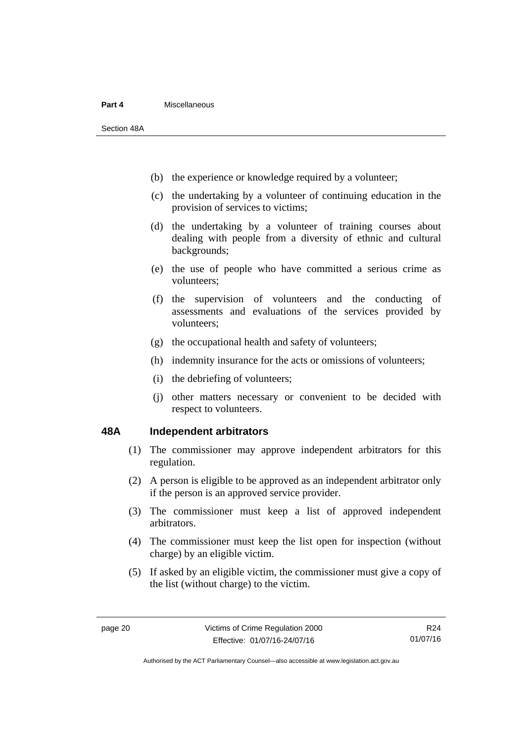(b) the experience or knowledge required by a volunteer;

(c) the undertaking by a volunteer of continuing education in the provision of services to victims;

(d) the undertaking by a volunteer of training courses about dealing with people from a diversity of ethnic and cultural backgrounds;

(e) the use of people who have committed a serious crime as volunteers;

(f) the supervision of volunteers and the conducting of assessments and evaluations of the services provided by volunteers;

(g) the occupational health and safety of volunteers;

(h) indemnity insurance for the acts or omissions of volunteers;

(i) the debriefing of volunteers;

(j) other matters necessary or convenient to be decided with respect to volunteers.

### 48A Independent arbitrators

(1) The commissioner may approve independent arbitrators for this regulation.

(2) A person is eligible to be approved as an independent arbitrator only if the person is an approved service provider.

(3) The commissioner must keep a list of approved independent arbitrators.

(4) The commissioner must keep the list open for inspection (without charge) by an eligible victim.

(5) If asked by an eligible victim, the commissioner must give a copy of the list (without charge) to the victim.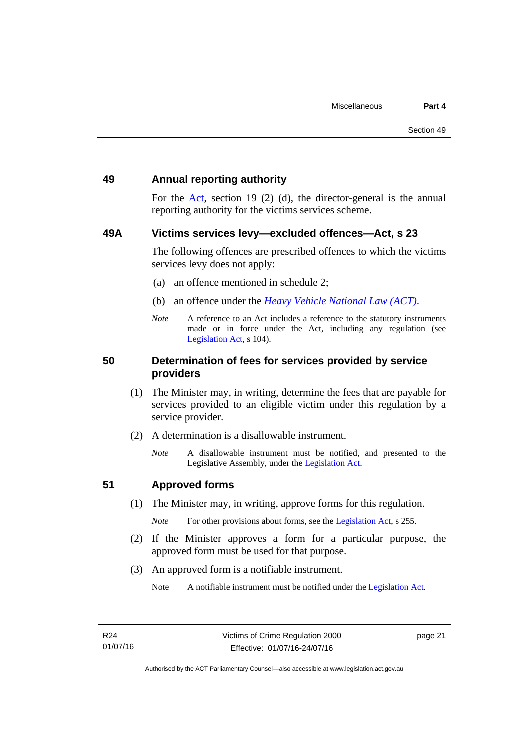## 49 Annual reporting authority

For the Act, section 19 (2) (d), the director-general is the annual reporting authority for the victims services scheme.

## 49A Victims services levy—excluded offences—Act, s 23

The following offences are prescribed offences to which the victims services levy does not apply:

(a) an offence mentioned in schedule 2;

(b) an offence under the *Heavy Vehicle National Law (ACT)*.

*Note* A reference to an Act includes a reference to the statutory instruments made or in force under the Act, including any regulation (see Legislation Act, s 104).

## 50 Determination of fees for services provided by service providers

(1) The Minister may, in writing, determine the fees that are payable for services provided to an eligible victim under this regulation by a service provider.

(2) A determination is a disallowable instrument.

*Note* A disallowable instrument must be notified, and presented to the Legislative Assembly, under the Legislation Act.

## 51 Approved forms

(1) The Minister may, in writing, approve forms for this regulation.

*Note* For other provisions about forms, see the Legislation Act, s 255.

(2) If the Minister approves a form for a particular purpose, the approved form must be used for that purpose.

(3) An approved form is a notifiable instrument.

Note A notifiable instrument must be notified under the Legislation Act.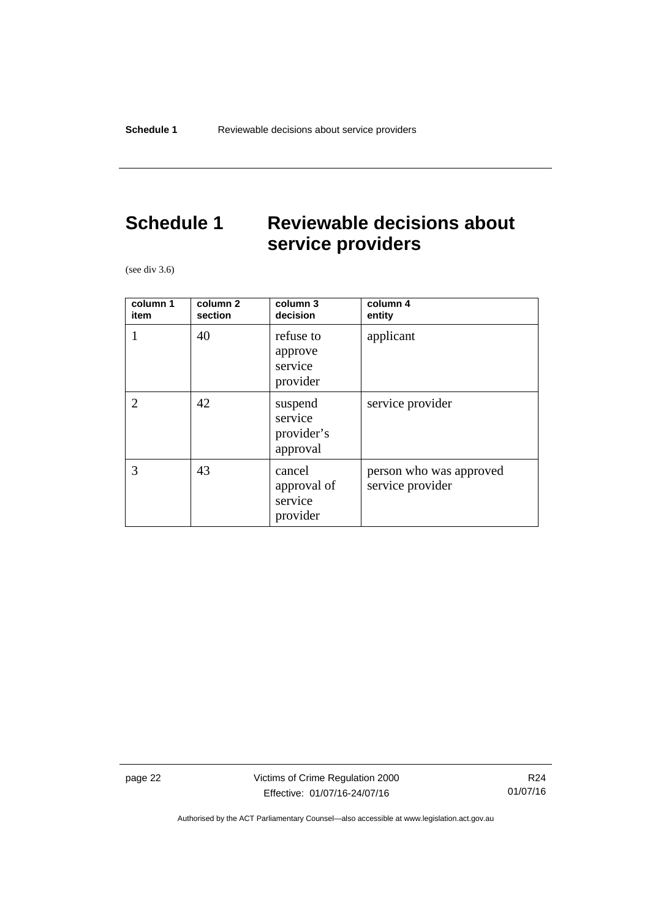# Schedule 1 Reviewable decisions about service providers

(see div 3.6)

| column 1 item | column 2 section | column 3 decision | column 4 entity |
|---|---|---|---|
| 1 | 40 | refuse to approve service provider | applicant |
| 2 | 42 | suspend service provider’s approval | service provider |
| 3 | 43 | cancel approval of service provider | person who was approved service provider |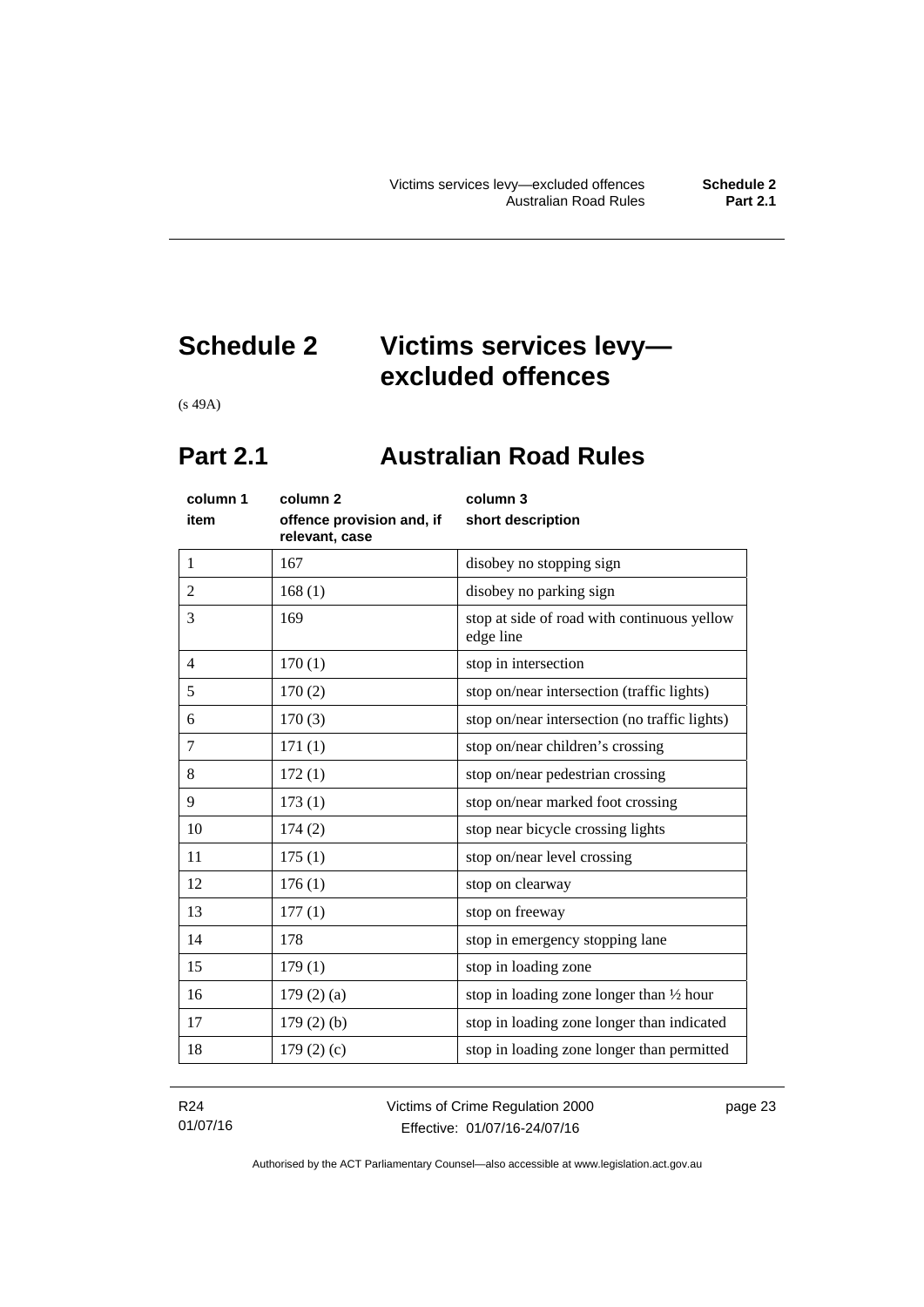# Schedule 2 Victims services levy—excluded offences

(s 49A)

## Part 2.1 Australian Road Rules

| column 1<br>item | column 2<br>offence provision and, if relevant, case | column 3<br>short description |
|---|---|---|
| 1 | 167 | disobey no stopping sign |
| 2 | 168 (1) | disobey no parking sign |
| 3 | 169 | stop at side of road with continuous yellow edge line |
| 4 | 170 (1) | stop in intersection |
| 5 | 170 (2) | stop on/near intersection (traffic lights) |
| 6 | 170 (3) | stop on/near intersection (no traffic lights) |
| 7 | 171 (1) | stop on/near children's crossing |
| 8 | 172 (1) | stop on/near pedestrian crossing |
| 9 | 173 (1) | stop on/near marked foot crossing |
| 10 | 174 (2) | stop near bicycle crossing lights |
| 11 | 175 (1) | stop on/near level crossing |
| 12 | 176 (1) | stop on clearway |
| 13 | 177 (1) | stop on freeway |
| 14 | 178 | stop in emergency stopping lane |
| 15 | 179 (1) | stop in loading zone |
| 16 | 179 (2) (a) | stop in loading zone longer than ½ hour |
| 17 | 179 (2) (b) | stop in loading zone longer than indicated |
| 18 | 179 (2) (c) | stop in loading zone longer than permitted |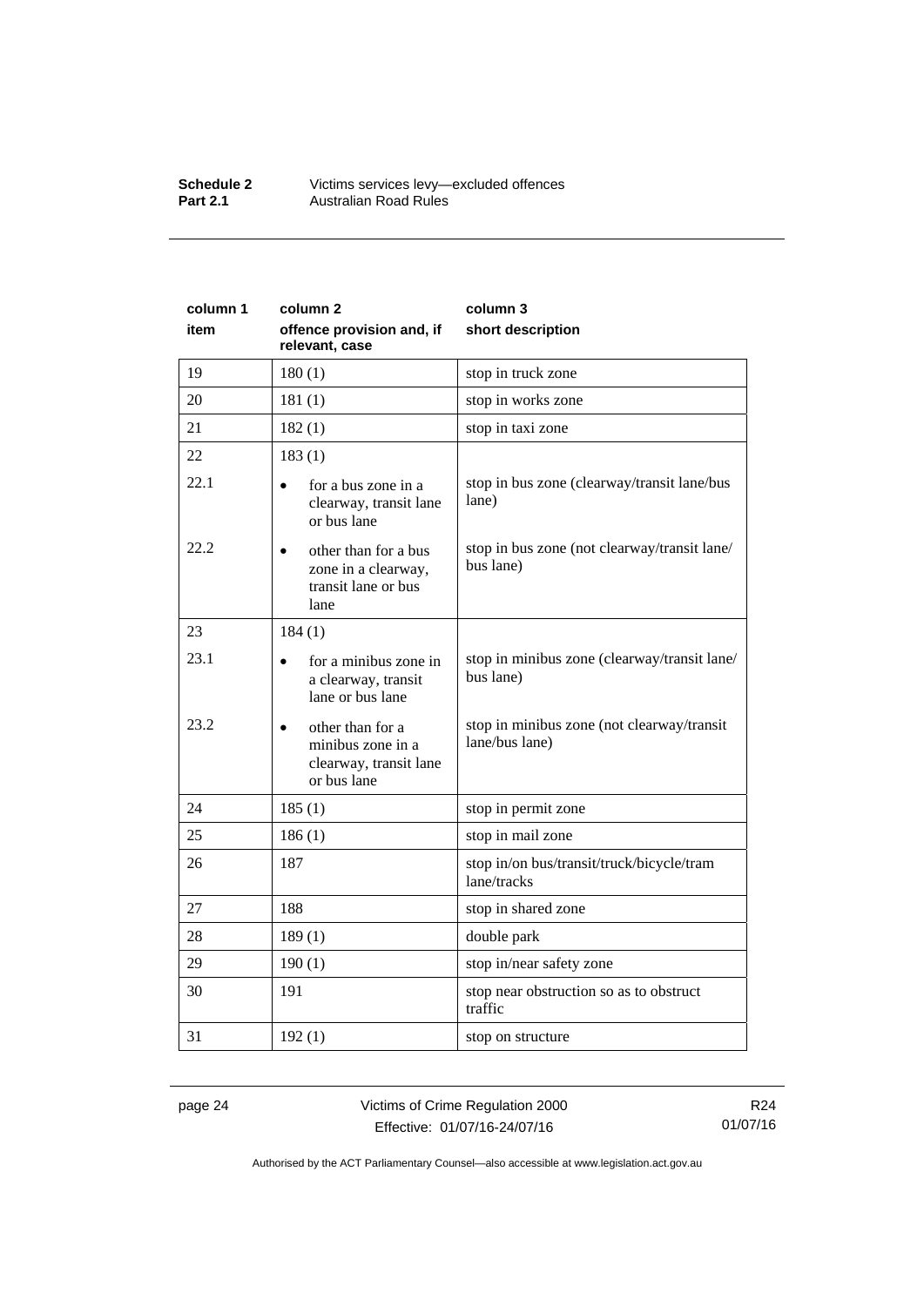| column 1<br>item | column 2<br>offence provision and, if relevant, case | column 3<br>short description |
|---|---|---|
| 19 | 180 (1) | stop in truck zone |
| 20 | 181 (1) | stop in works zone |
| 21 | 182 (1) | stop in taxi zone |
| 22 | 183 (1) | |
| 22.1 | • for a bus zone in a clearway, transit lane or bus lane | stop in bus zone (clearway/transit lane/bus lane) |
| 22.2 | • other than for a bus zone in a clearway, transit lane or bus lane | stop in bus zone (not clearway/transit lane/ bus lane) |
| 23 | 184 (1) | |
| 23.1 | • for a minibus zone in a clearway, transit lane or bus lane | stop in minibus zone (clearway/transit lane/ bus lane) |
| 23.2 | • other than for a minibus zone in a clearway, transit lane or bus lane | stop in minibus zone (not clearway/transit lane/bus lane) |
| 24 | 185 (1) | stop in permit zone |
| 25 | 186 (1) | stop in mail zone |
| 26 | 187 | stop in/on bus/transit/truck/bicycle/tram lane/tracks |
| 27 | 188 | stop in shared zone |
| 28 | 189 (1) | double park |
| 29 | 190 (1) | stop in/near safety zone |
| 30 | 191 | stop near obstruction so as to obstruct traffic |
| 31 | 192 (1) | stop on structure |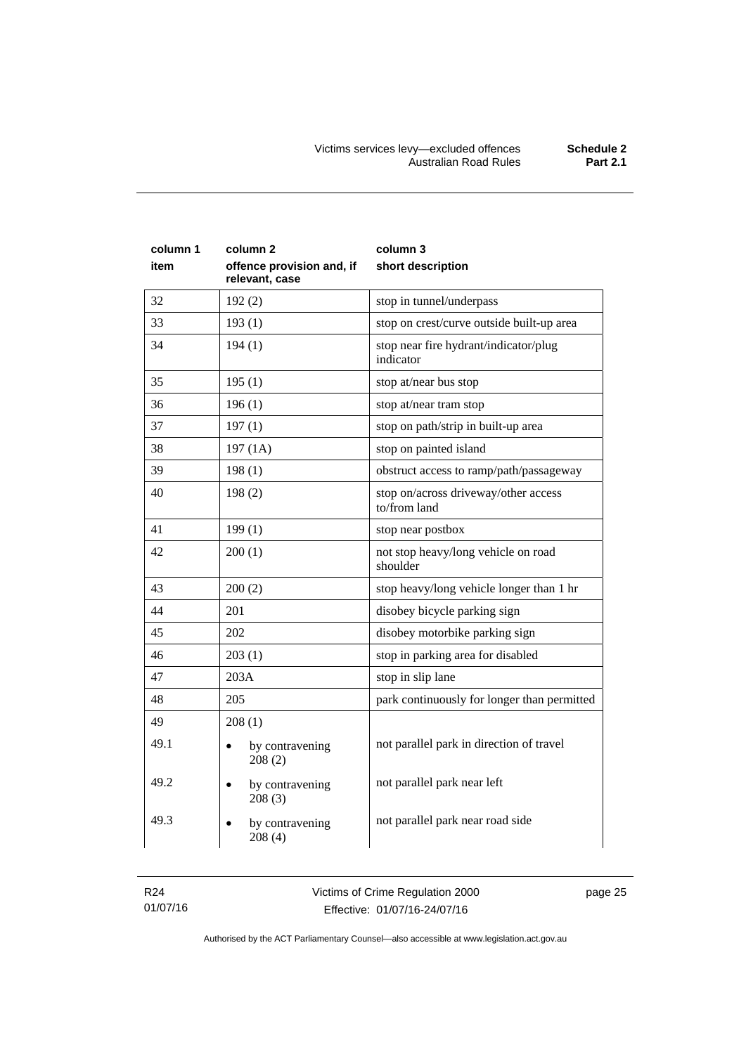| column 1 item | column 2 offence provision and, if relevant, case | column 3 short description |
|---|---|---|
| 32 | 192 (2) | stop in tunnel/underpass |
| 33 | 193 (1) | stop on crest/curve outside built-up area |
| 34 | 194 (1) | stop near fire hydrant/indicator/plug indicator |
| 35 | 195 (1) | stop at/near bus stop |
| 36 | 196 (1) | stop at/near tram stop |
| 37 | 197 (1) | stop on path/strip in built-up area |
| 38 | 197 (1A) | stop on painted island |
| 39 | 198 (1) | obstruct access to ramp/path/passageway |
| 40 | 198 (2) | stop on/across driveway/other access to/from land |
| 41 | 199 (1) | stop near postbox |
| 42 | 200 (1) | not stop heavy/long vehicle on road shoulder |
| 43 | 200 (2) | stop heavy/long vehicle longer than 1 hr |
| 44 | 201 | disobey bicycle parking sign |
| 45 | 202 | disobey motorbike parking sign |
| 46 | 203 (1) | stop in parking area for disabled |
| 47 | 203A | stop in slip lane |
| 48 | 205 | park continuously for longer than permitted |
| 49 | 208 (1) | |
| 49.1 | • by contravening 208 (2) | not parallel park in direction of travel |
| 49.2 | • by contravening 208 (3) | not parallel park near left |
| 49.3 | • by contravening 208 (4) | not parallel park near road side |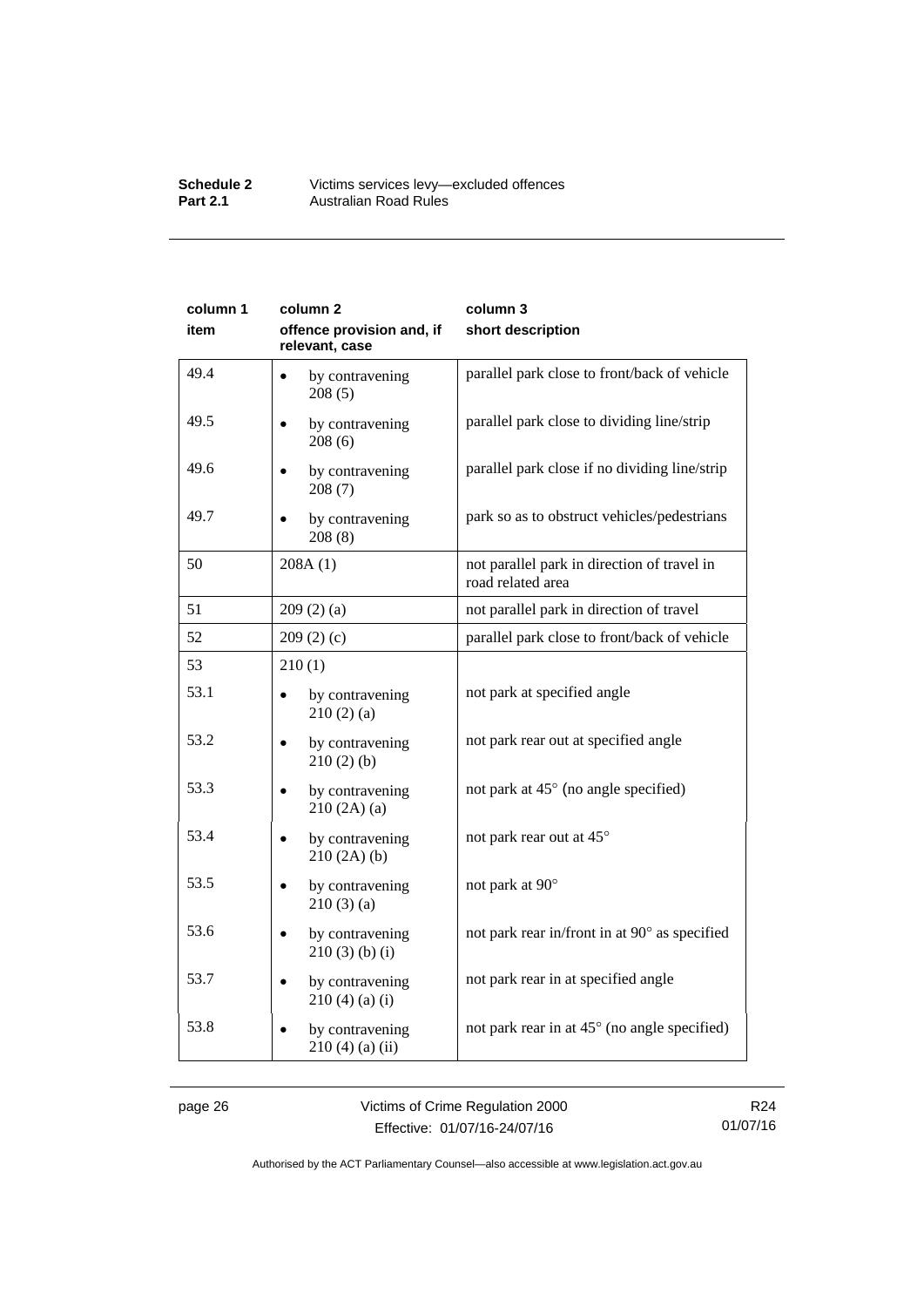| column 1 item | column 2 offence provision and, if relevant, case | column 3 short description |
|---|---|---|
| 49.4 | • by contravening 208 (5) | parallel park close to front/back of vehicle |
| 49.5 | • by contravening 208 (6) | parallel park close to dividing line/strip |
| 49.6 | • by contravening 208 (7) | parallel park close if no dividing line/strip |
| 49.7 | • by contravening 208 (8) | park so as to obstruct vehicles/pedestrians |
| 50 | 208A (1) | not parallel park in direction of travel in road related area |
| 51 | 209 (2) (a) | not parallel park in direction of travel |
| 52 | 209 (2) (c) | parallel park close to front/back of vehicle |
| 53 | 210 (1) | |
| 53.1 | • by contravening 210 (2) (a) | not park at specified angle |
| 53.2 | • by contravening 210 (2) (b) | not park rear out at specified angle |
| 53.3 | • by contravening 210 (2A) (a) | not park at 45° (no angle specified) |
| 53.4 | • by contravening 210 (2A) (b) | not park rear out at 45° |
| 53.5 | • by contravening 210 (3) (a) | not park at 90° |
| 53.6 | • by contravening 210 (3) (b) (i) | not park rear in/front in at 90° as specified |
| 53.7 | • by contravening 210 (4) (a) (i) | not park rear in at specified angle |
| 53.8 | • by contravening 210 (4) (a) (ii) | not park rear in at 45° (no angle specified) |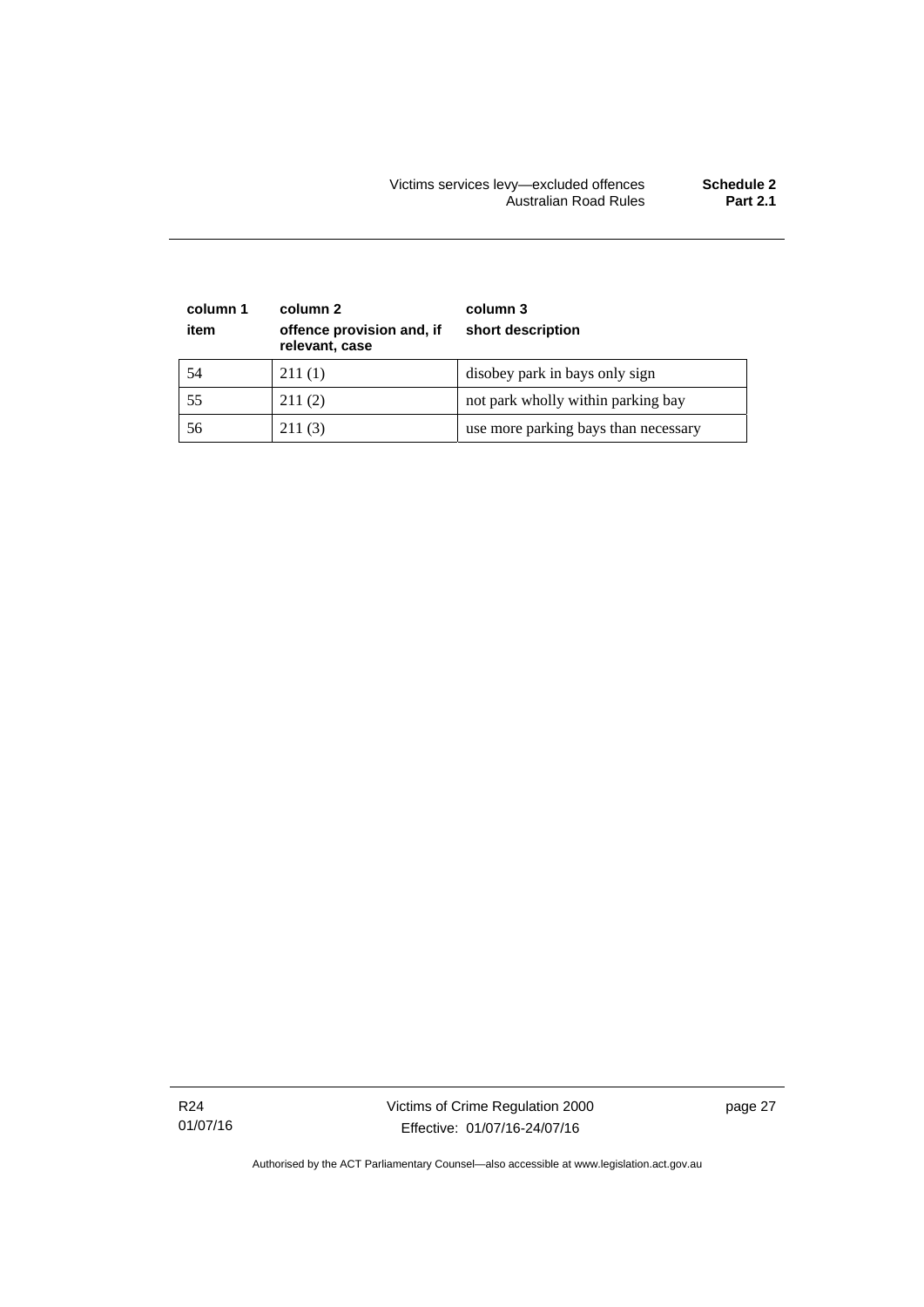| column 1 item | column 2 offence provision and, if relevant, case | column 3 short description |
|---|---|---|
| 54 | 211 (1) | disobey park in bays only sign |
| 55 | 211 (2) | not park wholly within parking bay |
| 56 | 211 (3) | use more parking bays than necessary |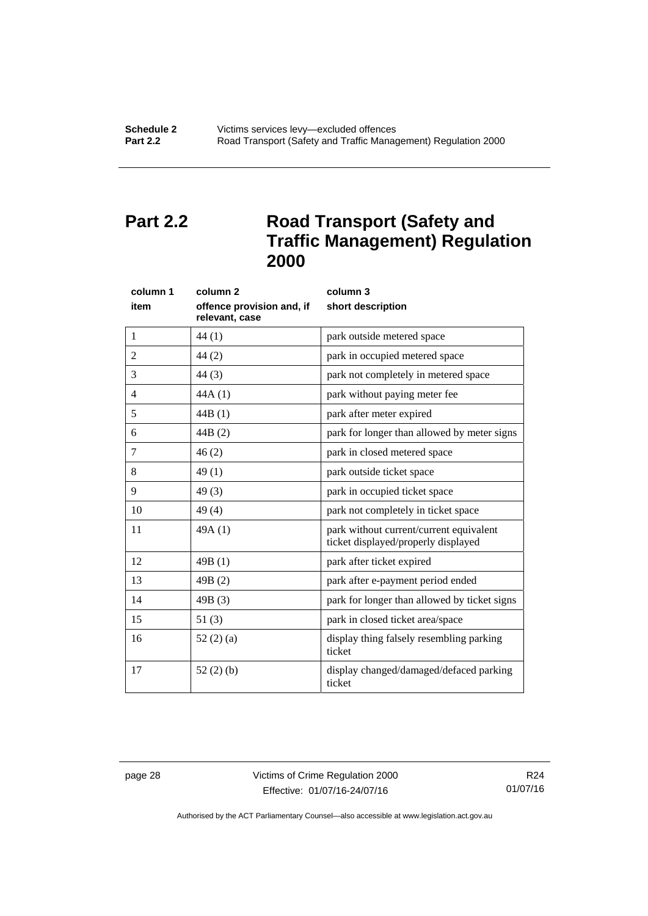## Part 2.2 Road Transport (Safety and Traffic Management) Regulation 2000

| column 1<br>item | column 2<br>offence provision and, if relevant, case | column 3<br>short description |
|---|---|---|
| 1 | 44 (1) | park outside metered space |
| 2 | 44 (2) | park in occupied metered space |
| 3 | 44 (3) | park not completely in metered space |
| 4 | 44A (1) | park without paying meter fee |
| 5 | 44B (1) | park after meter expired |
| 6 | 44B (2) | park for longer than allowed by meter signs |
| 7 | 46 (2) | park in closed metered space |
| 8 | 49 (1) | park outside ticket space |
| 9 | 49 (3) | park in occupied ticket space |
| 10 | 49 (4) | park not completely in ticket space |
| 11 | 49A (1) | park without current/current equivalent ticket displayed/properly displayed |
| 12 | 49B (1) | park after ticket expired |
| 13 | 49B (2) | park after e-payment period ended |
| 14 | 49B (3) | park for longer than allowed by ticket signs |
| 15 | 51 (3) | park in closed ticket area/space |
| 16 | 52 (2) (a) | display thing falsely resembling parking ticket |
| 17 | 52 (2) (b) | display changed/damaged/defaced parking ticket |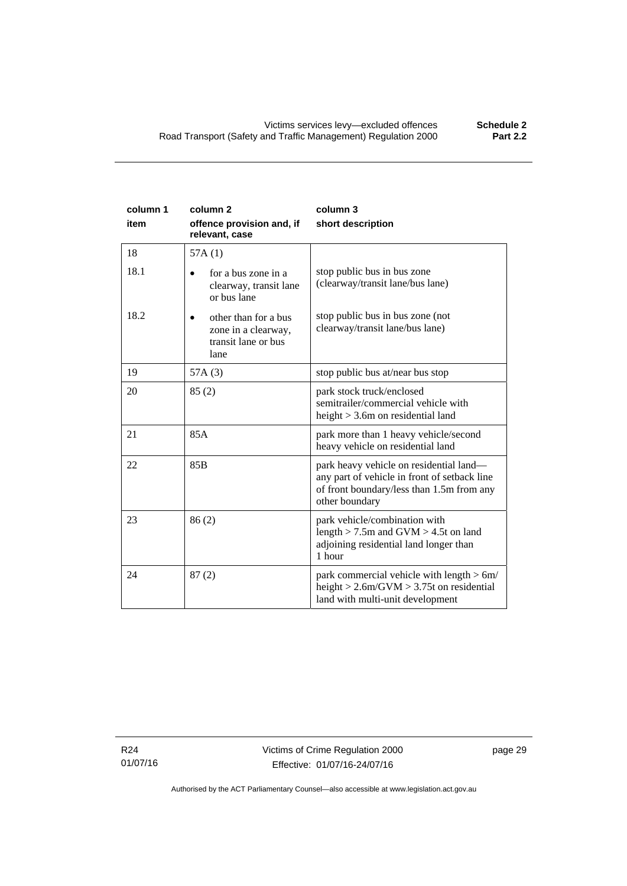| column 1<br>item | column 2<br>offence provision and, if relevant, case | column 3<br>short description |
|---|---|---|
| 18 | 57A (1) | |
| 18.1 | • for a bus zone in a clearway, transit lane or bus lane | stop public bus in bus zone (clearway/transit lane/bus lane) |
| 18.2 | • other than for a bus zone in a clearway, transit lane or bus lane | stop public bus in bus zone (not clearway/transit lane/bus lane) |
| 19 | 57A (3) | stop public bus at/near bus stop |
| 20 | 85 (2) | park stock truck/enclosed semitrailer/commercial vehicle with height > 3.6m on residential land |
| 21 | 85A | park more than 1 heavy vehicle/second heavy vehicle on residential land |
| 22 | 85B | park heavy vehicle on residential land—any part of vehicle in front of setback line of front boundary/less than 1.5m from any other boundary |
| 23 | 86 (2) | park vehicle/combination with length > 7.5m and GVM > 4.5t on land adjoining residential land longer than 1 hour |
| 24 | 87 (2) | park commercial vehicle with length > 6m/ height > 2.6m/GVM > 3.75t on residential land with multi-unit development |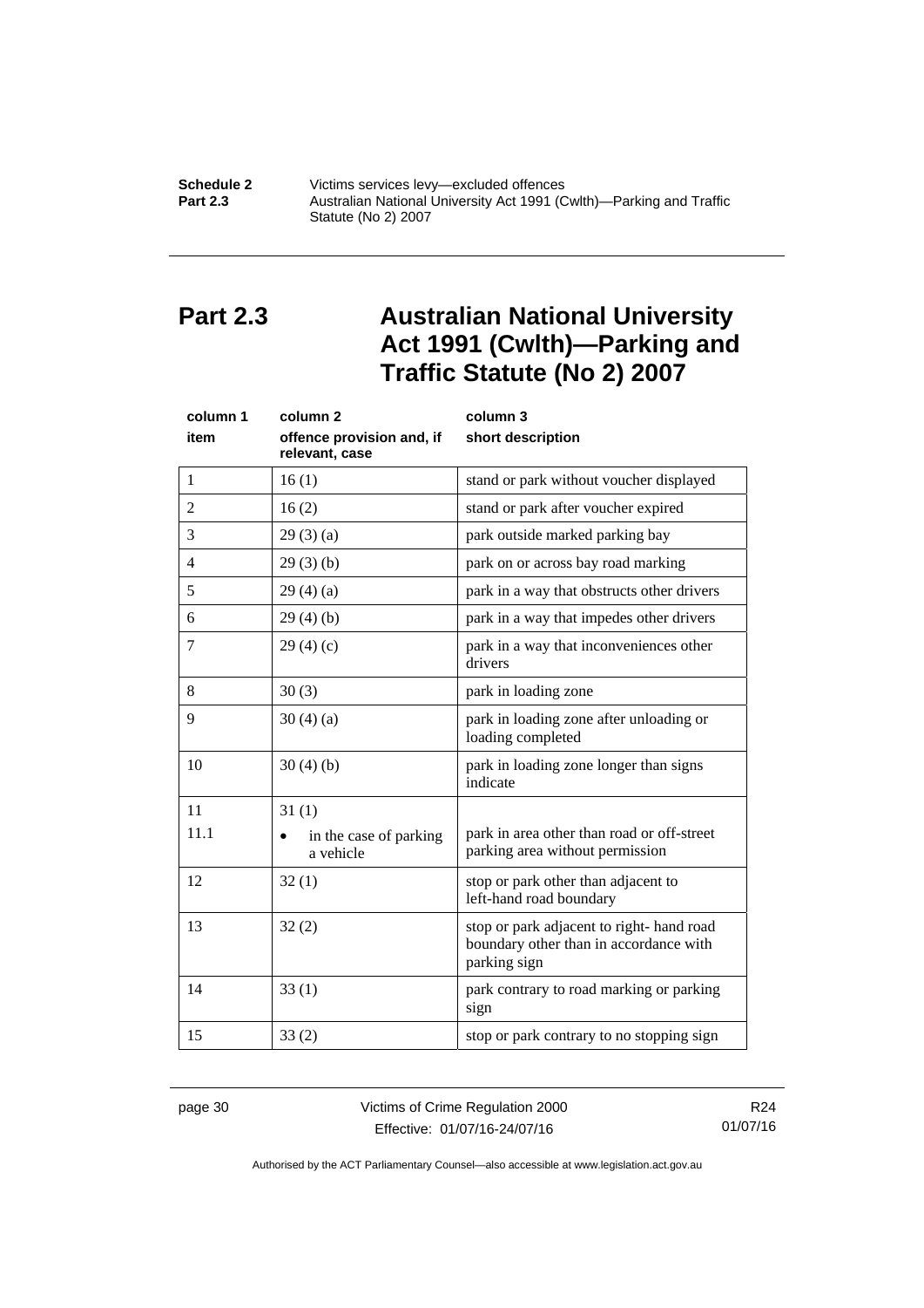## Part 2.3 Australian National University Act 1991 (Cwlth)—Parking and Traffic Statute (No 2) 2007

| column 1<br>item | column 2<br>offence provision and, if relevant, case | column 3<br>short description |
|---|---|---|
| 1 | 16 (1) | stand or park without voucher displayed |
| 2 | 16 (2) | stand or park after voucher expired |
| 3 | 29 (3) (a) | park outside marked parking bay |
| 4 | 29 (3) (b) | park on or across bay road marking |
| 5 | 29 (4) (a) | park in a way that obstructs other drivers |
| 6 | 29 (4) (b) | park in a way that impedes other drivers |
| 7 | 29 (4) (c) | park in a way that inconveniences other drivers |
| 8 | 30 (3) | park in loading zone |
| 9 | 30 (4) (a) | park in loading zone after unloading or loading completed |
| 10 | 30 (4) (b) | park in loading zone longer than signs indicate |
| 11 | 31 (1) | |
| 11.1 | • in the case of parking a vehicle | park in area other than road or off-street parking area without permission |
| 12 | 32 (1) | stop or park other than adjacent to left-hand road boundary |
| 13 | 32 (2) | stop or park adjacent to right- hand road boundary other than in accordance with parking sign |
| 14 | 33 (1) | park contrary to road marking or parking sign |
| 15 | 33 (2) | stop or park contrary to no stopping sign |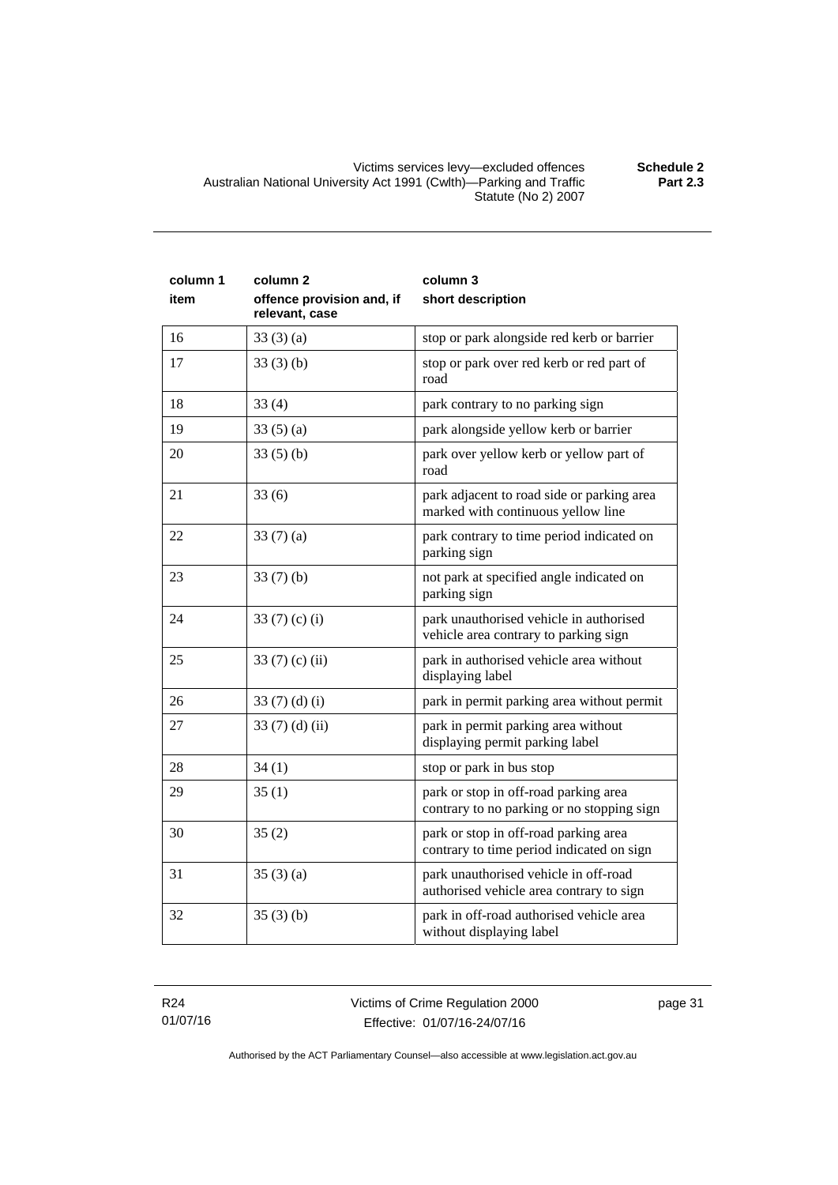| column 1<br>item | column 2<br>offence provision and, if relevant, case | column 3<br>short description |
|---|---|---|
| 16 | 33 (3) (a) | stop or park alongside red kerb or barrier |
| 17 | 33 (3) (b) | stop or park over red kerb or red part of road |
| 18 | 33 (4) | park contrary to no parking sign |
| 19 | 33 (5) (a) | park alongside yellow kerb or barrier |
| 20 | 33 (5) (b) | park over yellow kerb or yellow part of road |
| 21 | 33 (6) | park adjacent to road side or parking area marked with continuous yellow line |
| 22 | 33 (7) (a) | park contrary to time period indicated on parking sign |
| 23 | 33 (7) (b) | not park at specified angle indicated on parking sign |
| 24 | 33 (7) (c) (i) | park unauthorised vehicle in authorised vehicle area contrary to parking sign |
| 25 | 33 (7) (c) (ii) | park in authorised vehicle area without displaying label |
| 26 | 33 (7) (d) (i) | park in permit parking area without permit |
| 27 | 33 (7) (d) (ii) | park in permit parking area without displaying permit parking label |
| 28 | 34 (1) | stop or park in bus stop |
| 29 | 35 (1) | park or stop in off-road parking area contrary to no parking or no stopping sign |
| 30 | 35 (2) | park or stop in off-road parking area contrary to time period indicated on sign |
| 31 | 35 (3) (a) | park unauthorised vehicle in off-road authorised vehicle area contrary to sign |
| 32 | 35 (3) (b) | park in off-road authorised vehicle area without displaying label |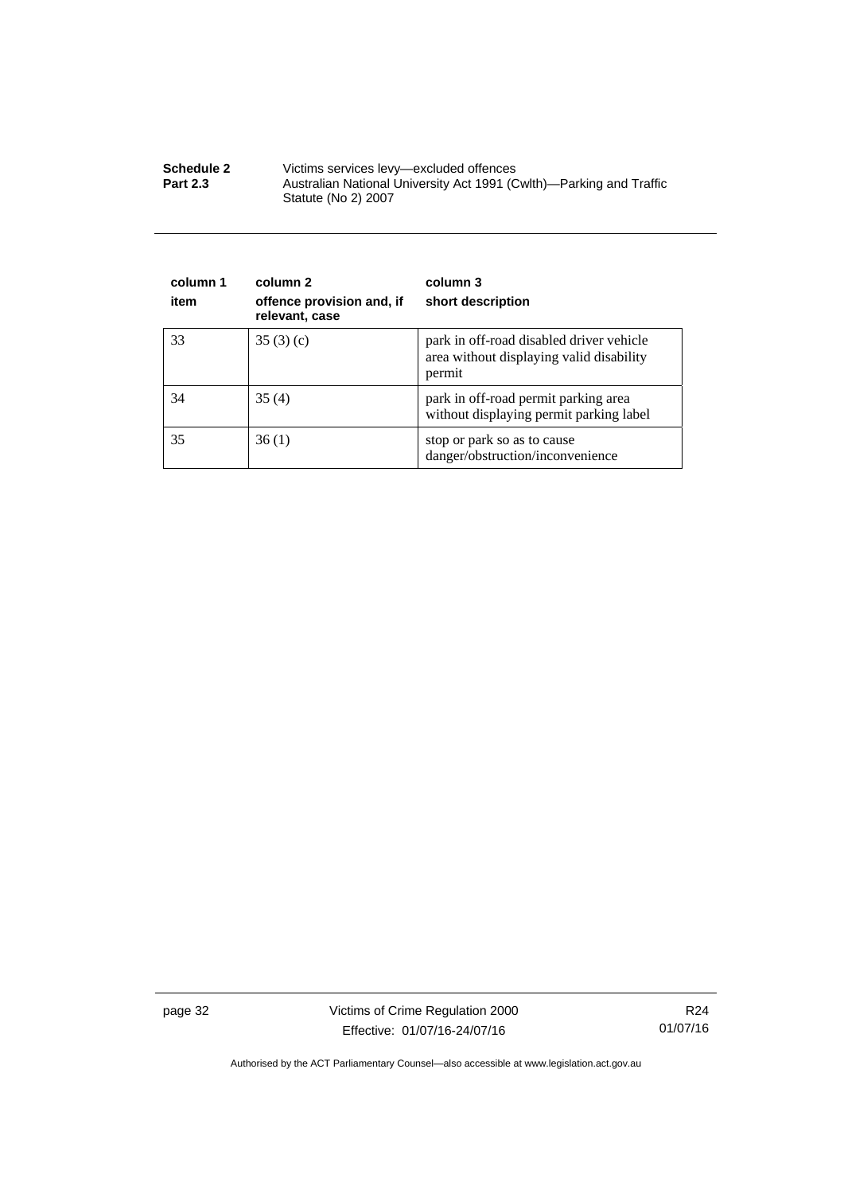| column 1<br>item | column 2<br>offence provision and, if relevant, case | column 3<br>short description |
|---|---|---|
| 33 | 35 (3) (c) | park in off-road disabled driver vehicle area without displaying valid disability permit |
| 34 | 35 (4) | park in off-road permit parking area without displaying permit parking label |
| 35 | 36 (1) | stop or park so as to cause danger/obstruction/inconvenience |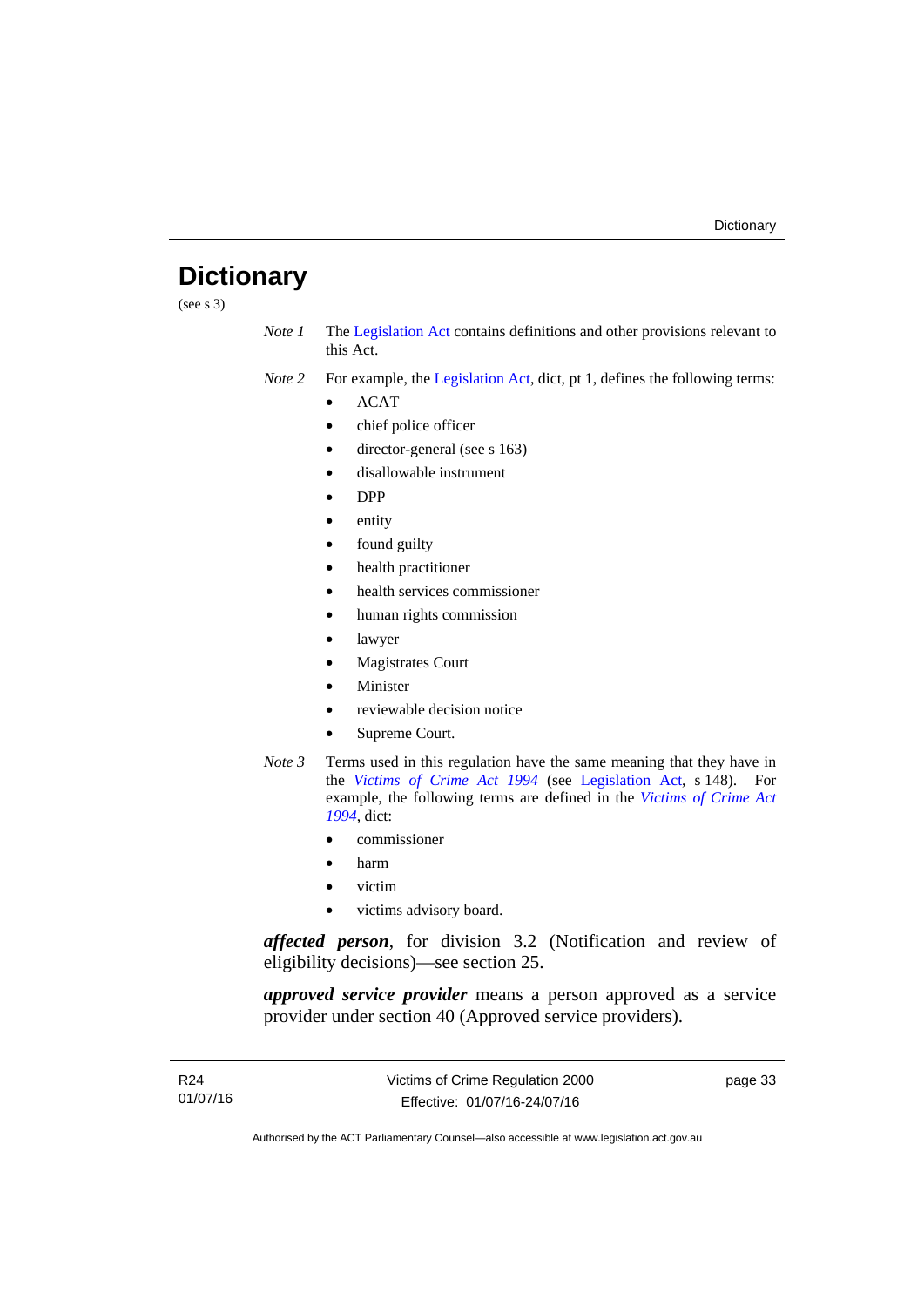# Dictionary

(see s 3)

*Note 1* The Legislation Act contains definitions and other provisions relevant to this Act.

*Note 2* For example, the Legislation Act, dict, pt 1, defines the following terms:

- ACAT
- chief police officer
- director-general (see s 163)
- disallowable instrument
- DPP
- entity
- found guilty
- health practitioner
- health services commissioner
- human rights commission
- lawyer
- Magistrates Court
- Minister
- reviewable decision notice
- Supreme Court.

*Note 3* Terms used in this regulation have the same meaning that they have in the *Victims of Crime Act 1994* (see Legislation Act, s 148). For example, the following terms are defined in the *Victims of Crime Act 1994*, dict:

- commissioner
- harm
- victim
- victims advisory board.

***affected person***, for division 3.2 (Notification and review of eligibility decisions)—see section 25.

***approved service provider*** means a person approved as a service provider under section 40 (Approved service providers).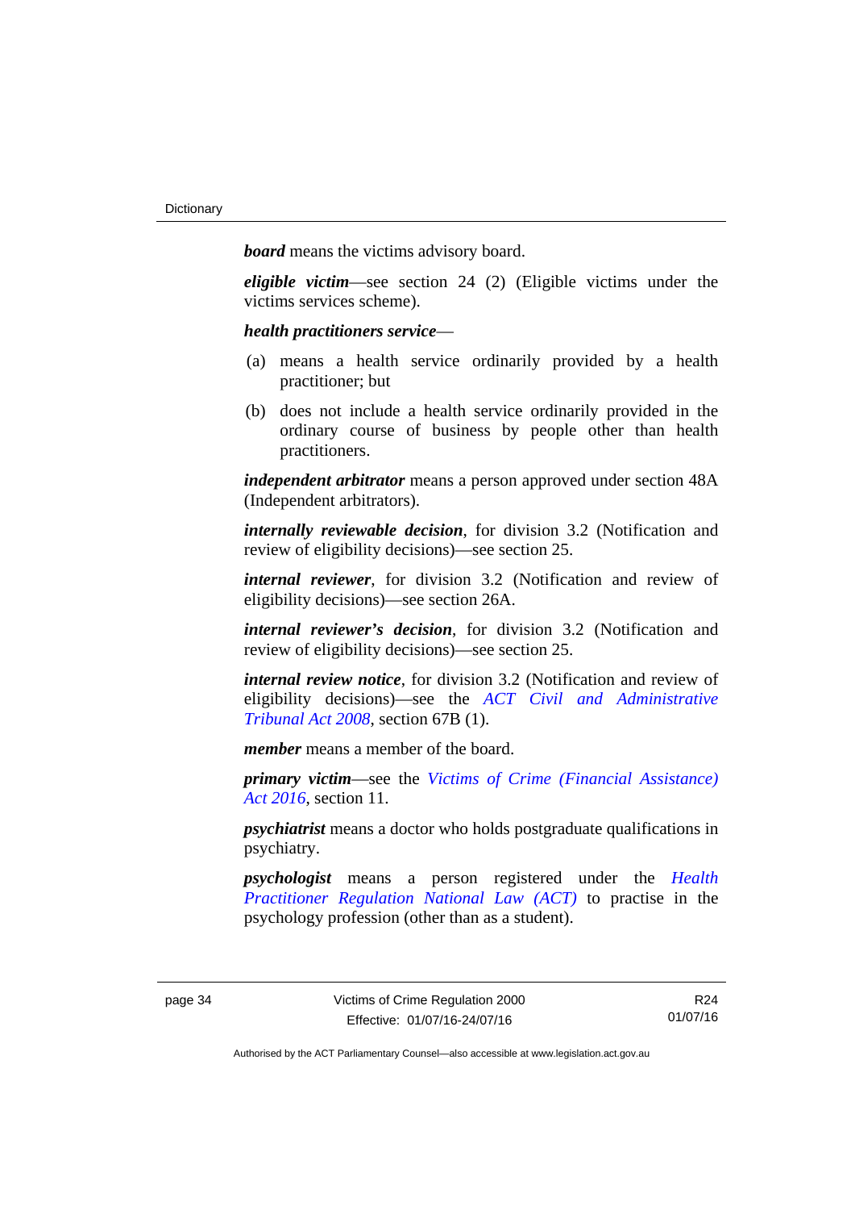***board*** means the victims advisory board.

***eligible victim***—see section 24 (2) (Eligible victims under the victims services scheme).

***health practitioners service***—

(a) means a health service ordinarily provided by a health practitioner; but

(b) does not include a health service ordinarily provided in the ordinary course of business by people other than health practitioners.

***independent arbitrator*** means a person approved under section 48A (Independent arbitrators).

***internally reviewable decision***, for division 3.2 (Notification and review of eligibility decisions)—see section 25.

***internal reviewer***, for division 3.2 (Notification and review of eligibility decisions)—see section 26A.

***internal reviewer's decision***, for division 3.2 (Notification and review of eligibility decisions)—see section 25.

***internal review notice***, for division 3.2 (Notification and review of eligibility decisions)—see the *ACT Civil and Administrative Tribunal Act 2008*, section 67B (1).

***member*** means a member of the board.

***primary victim***—see the *Victims of Crime (Financial Assistance) Act 2016*, section 11.

***psychiatrist*** means a doctor who holds postgraduate qualifications in psychiatry.

***psychologist*** means a person registered under the *Health Practitioner Regulation National Law (ACT)* to practise in the psychology profession (other than as a student).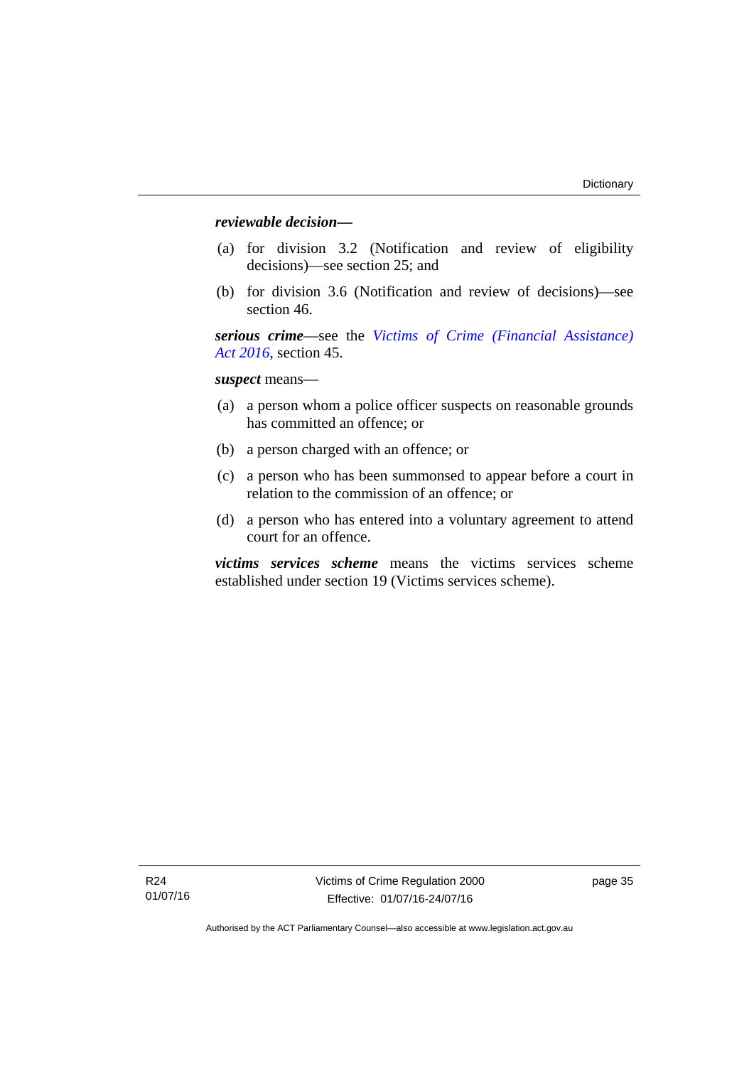***reviewable decision—***

(a) for division 3.2 (Notification and review of eligibility decisions)—see section 25; and

(b) for division 3.6 (Notification and review of decisions)—see section 46.

***serious crime***—see the *Victims of Crime (Financial Assistance) Act 2016*, section 45.

***suspect*** means—

(a) a person whom a police officer suspects on reasonable grounds has committed an offence; or

(b) a person charged with an offence; or

(c) a person who has been summonsed to appear before a court in relation to the commission of an offence; or

(d) a person who has entered into a voluntary agreement to attend court for an offence.

***victims services scheme*** means the victims services scheme established under section 19 (Victims services scheme).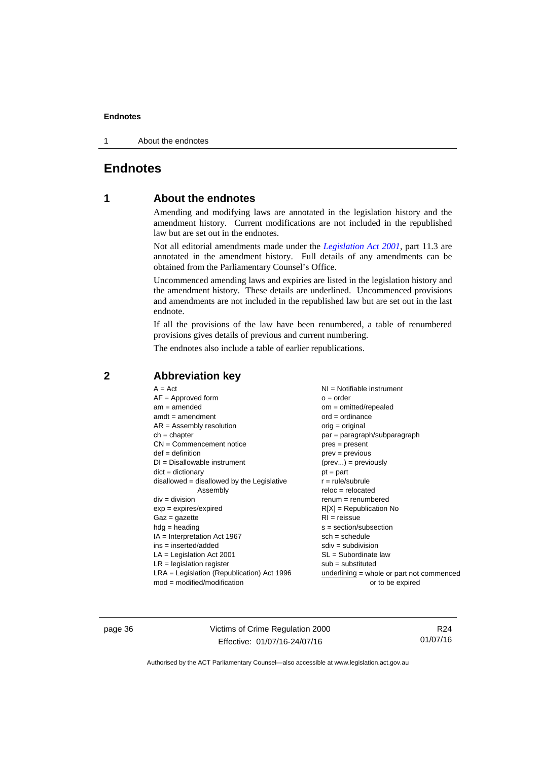# Endnotes

## 1 About the endnotes

Amending and modifying laws are annotated in the legislation history and the amendment history. Current modifications are not included in the republished law but are set out in the endnotes.

Not all editorial amendments made under the *Legislation Act 2001*, part 11.3 are annotated in the amendment history. Full details of any amendments can be obtained from the Parliamentary Counsel's Office.

Uncommenced amending laws and expiries are listed in the legislation history and the amendment history. These details are underlined. Uncommenced provisions and amendments are not included in the republished law but are set out in the last endnote.

If all the provisions of the law have been renumbered, a table of renumbered provisions gives details of previous and current numbering.

The endnotes also include a table of earlier republications.

## 2 Abbreviation key

A = Act
AF = Approved form
am = amended
amdt = amendment
AR = Assembly resolution
ch = chapter
CN = Commencement notice
def = definition
DI = Disallowable instrument
dict = dictionary
disallowed = disallowed by the Legislative Assembly
div = division
exp = expires/expired
Gaz = gazette
hdg = heading
IA = Interpretation Act 1967
ins = inserted/added
LA = Legislation Act 2001
LR = legislation register
LRA = Legislation (Republication) Act 1996
mod = modified/modification
NI = Notifiable instrument
o = order
om = omitted/repealed
ord = ordinance
orig = original
par = paragraph/subparagraph
pres = present
prev = previous
(prev...) = previously
pt = part
r = rule/subrule
reloc = relocated
renum = renumbered
R[X] = Republication No
RI = reissue
s = section/subsection
sch = schedule
sdiv = subdivision
SL = Subordinate law
sub = substituted
underlining = whole or part not commenced or to be expired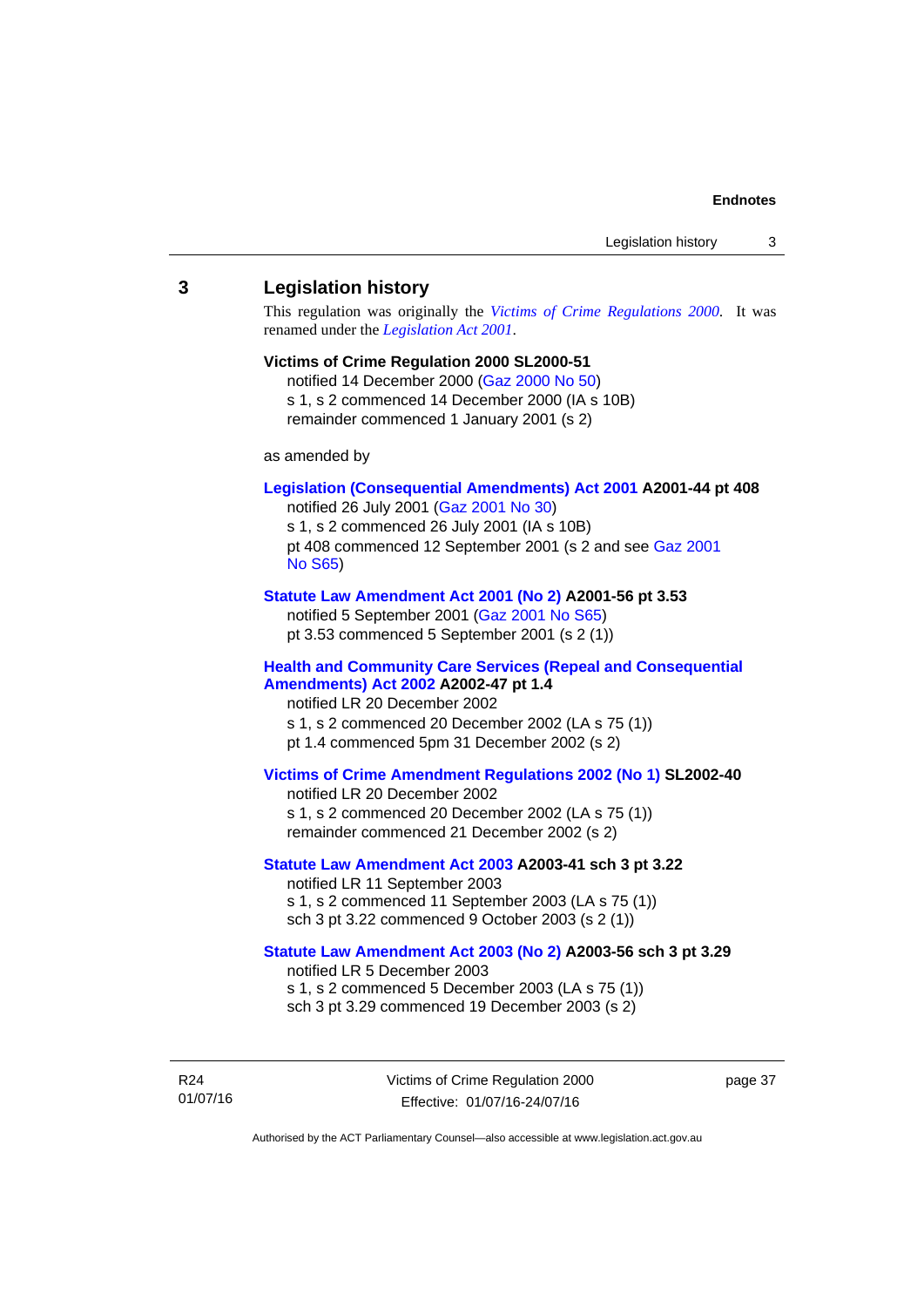## 3 Legislation history

This regulation was originally the *Victims of Crime Regulations 2000*. It was renamed under the *Legislation Act 2001*.

**Victims of Crime Regulation 2000 SL2000-51**

notified 14 December 2000 (Gaz 2000 No 50)
s 1, s 2 commenced 14 December 2000 (IA s 10B)
remainder commenced 1 January 2001 (s 2)

as amended by

**Legislation (Consequential Amendments) Act 2001 A2001-44 pt 408**

notified 26 July 2001 (Gaz 2001 No 30)
s 1, s 2 commenced 26 July 2001 (IA s 10B)
pt 408 commenced 12 September 2001 (s 2 and see Gaz 2001 No S65)

**Statute Law Amendment Act 2001 (No 2) A2001-56 pt 3.53**

notified 5 September 2001 (Gaz 2001 No S65)
pt 3.53 commenced 5 September 2001 (s 2 (1))

**Health and Community Care Services (Repeal and Consequential Amendments) Act 2002 A2002-47 pt 1.4**

notified LR 20 December 2002
s 1, s 2 commenced 20 December 2002 (LA s 75 (1))
pt 1.4 commenced 5pm 31 December 2002 (s 2)

**Victims of Crime Amendment Regulations 2002 (No 1) SL2002-40**

notified LR 20 December 2002
s 1, s 2 commenced 20 December 2002 (LA s 75 (1))
remainder commenced 21 December 2002 (s 2)

**Statute Law Amendment Act 2003 A2003-41 sch 3 pt 3.22**

notified LR 11 September 2003
s 1, s 2 commenced 11 September 2003 (LA s 75 (1))
sch 3 pt 3.22 commenced 9 October 2003 (s 2 (1))

**Statute Law Amendment Act 2003 (No 2) A2003-56 sch 3 pt 3.29**

notified LR 5 December 2003
s 1, s 2 commenced 5 December 2003 (LA s 75 (1))
sch 3 pt 3.29 commenced 19 December 2003 (s 2)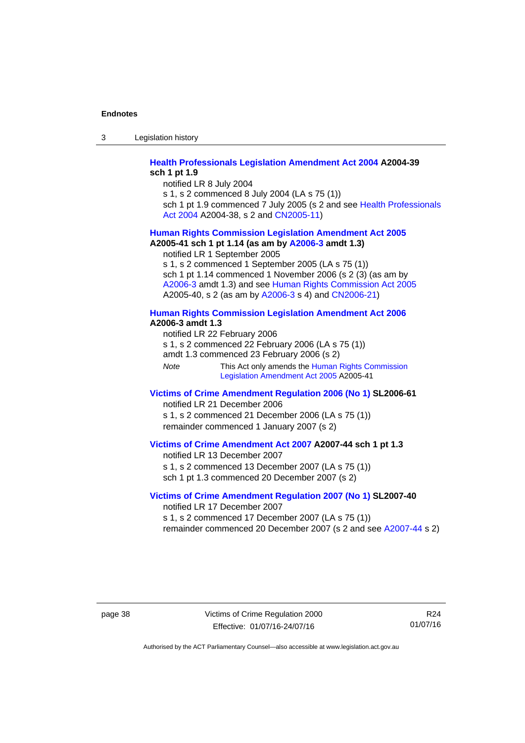**Health Professionals Legislation Amendment Act 2004 A2004-39 sch 1 pt 1.9**

notified LR 8 July 2004

s 1, s 2 commenced 8 July 2004 (LA s 75 (1))

sch 1 pt 1.9 commenced 7 July 2005 (s 2 and see Health Professionals Act 2004 A2004-38, s 2 and CN2005-11)

**Human Rights Commission Legislation Amendment Act 2005 A2005-41 sch 1 pt 1.14 (as am by A2006-3 amdt 1.3)**

notified LR 1 September 2005

s 1, s 2 commenced 1 September 2005 (LA s 75 (1))

sch 1 pt 1.14 commenced 1 November 2006 (s 2 (3) (as am by A2006-3 amdt 1.3) and see Human Rights Commission Act 2005 A2005-40, s 2 (as am by A2006-3 s 4) and CN2006-21)

**Human Rights Commission Legislation Amendment Act 2006 A2006-3 amdt 1.3**

notified LR 22 February 2006

s 1, s 2 commenced 22 February 2006 (LA s 75 (1))

amdt 1.3 commenced 23 February 2006 (s 2)

*Note* This Act only amends the Human Rights Commission Legislation Amendment Act 2005 A2005-41

**Victims of Crime Amendment Regulation 2006 (No 1) SL2006-61**

notified LR 21 December 2006

s 1, s 2 commenced 21 December 2006 (LA s 75 (1))

remainder commenced 1 January 2007 (s 2)

**Victims of Crime Amendment Act 2007 A2007-44 sch 1 pt 1.3**

notified LR 13 December 2007

s 1, s 2 commenced 13 December 2007 (LA s 75 (1))

sch 1 pt 1.3 commenced 20 December 2007 (s 2)

**Victims of Crime Amendment Regulation 2007 (No 1) SL2007-40**

notified LR 17 December 2007

s 1, s 2 commenced 17 December 2007 (LA s 75 (1))

remainder commenced 20 December 2007 (s 2 and see A2007-44 s 2)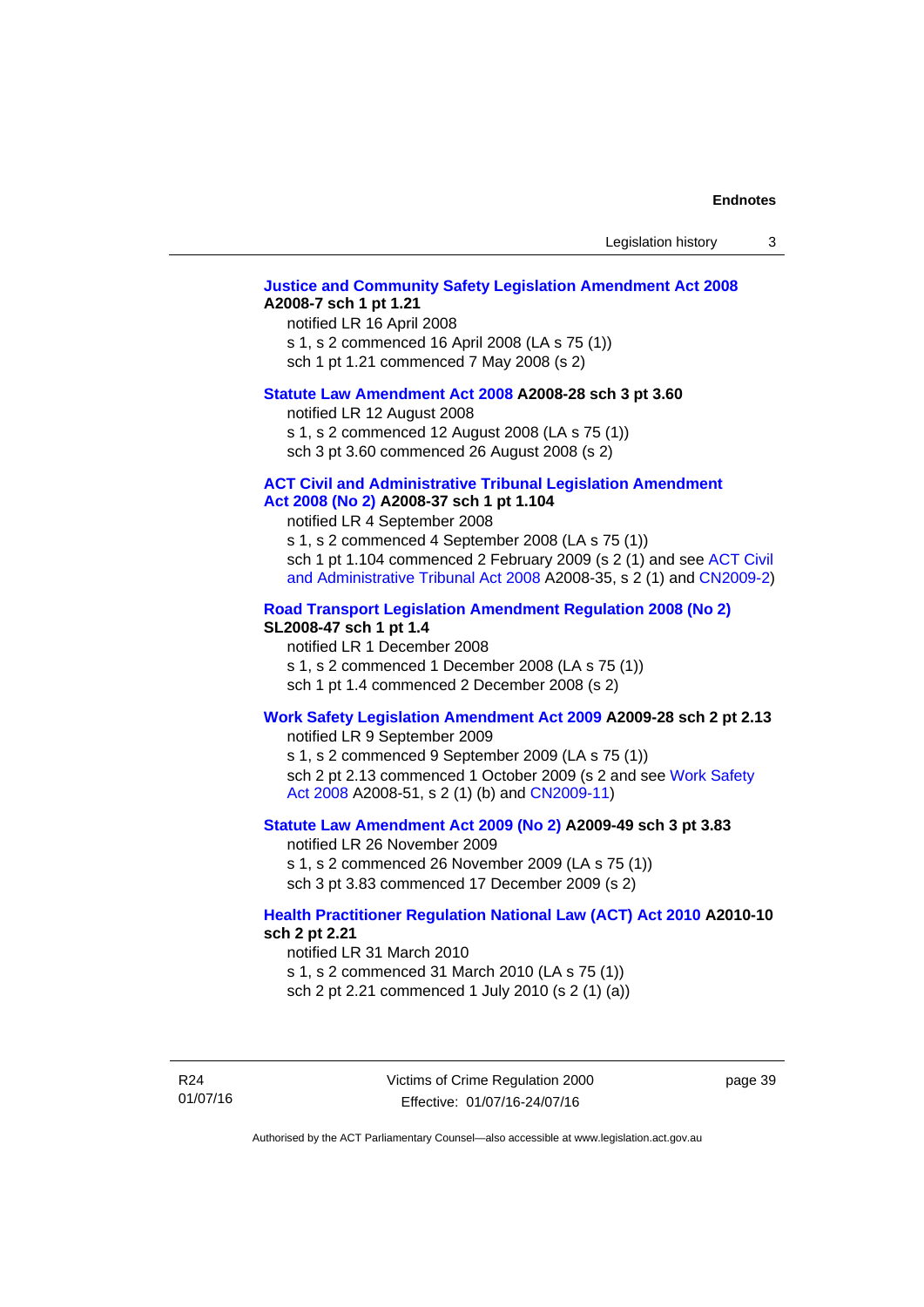**Justice and Community Safety Legislation Amendment Act 2008 A2008-7 sch 1 pt 1.21**

notified LR 16 April 2008

s 1, s 2 commenced 16 April 2008 (LA s 75 (1))

sch 1 pt 1.21 commenced 7 May 2008 (s 2)

**Statute Law Amendment Act 2008 A2008-28 sch 3 pt 3.60**

notified LR 12 August 2008

s 1, s 2 commenced 12 August 2008 (LA s 75 (1))

sch 3 pt 3.60 commenced 26 August 2008 (s 2)

**ACT Civil and Administrative Tribunal Legislation Amendment Act 2008 (No 2) A2008-37 sch 1 pt 1.104**

notified LR 4 September 2008

s 1, s 2 commenced 4 September 2008 (LA s 75 (1))

sch 1 pt 1.104 commenced 2 February 2009 (s 2 (1) and see ACT Civil and Administrative Tribunal Act 2008 A2008-35, s 2 (1) and CN2009-2)

**Road Transport Legislation Amendment Regulation 2008 (No 2) SL2008-47 sch 1 pt 1.4**

notified LR 1 December 2008

s 1, s 2 commenced 1 December 2008 (LA s 75 (1))

sch 1 pt 1.4 commenced 2 December 2008 (s 2)

**Work Safety Legislation Amendment Act 2009 A2009-28 sch 2 pt 2.13**

notified LR 9 September 2009

s 1, s 2 commenced 9 September 2009 (LA s 75 (1))

sch 2 pt 2.13 commenced 1 October 2009 (s 2 and see Work Safety Act 2008 A2008-51, s 2 (1) (b) and CN2009-11)

**Statute Law Amendment Act 2009 (No 2) A2009-49 sch 3 pt 3.83**

notified LR 26 November 2009

s 1, s 2 commenced 26 November 2009 (LA s 75 (1))

sch 3 pt 3.83 commenced 17 December 2009 (s 2)

**Health Practitioner Regulation National Law (ACT) Act 2010 A2010-10 sch 2 pt 2.21**

notified LR 31 March 2010

s 1, s 2 commenced 31 March 2010 (LA s 75 (1))

sch 2 pt 2.21 commenced 1 July 2010 (s 2 (1) (a))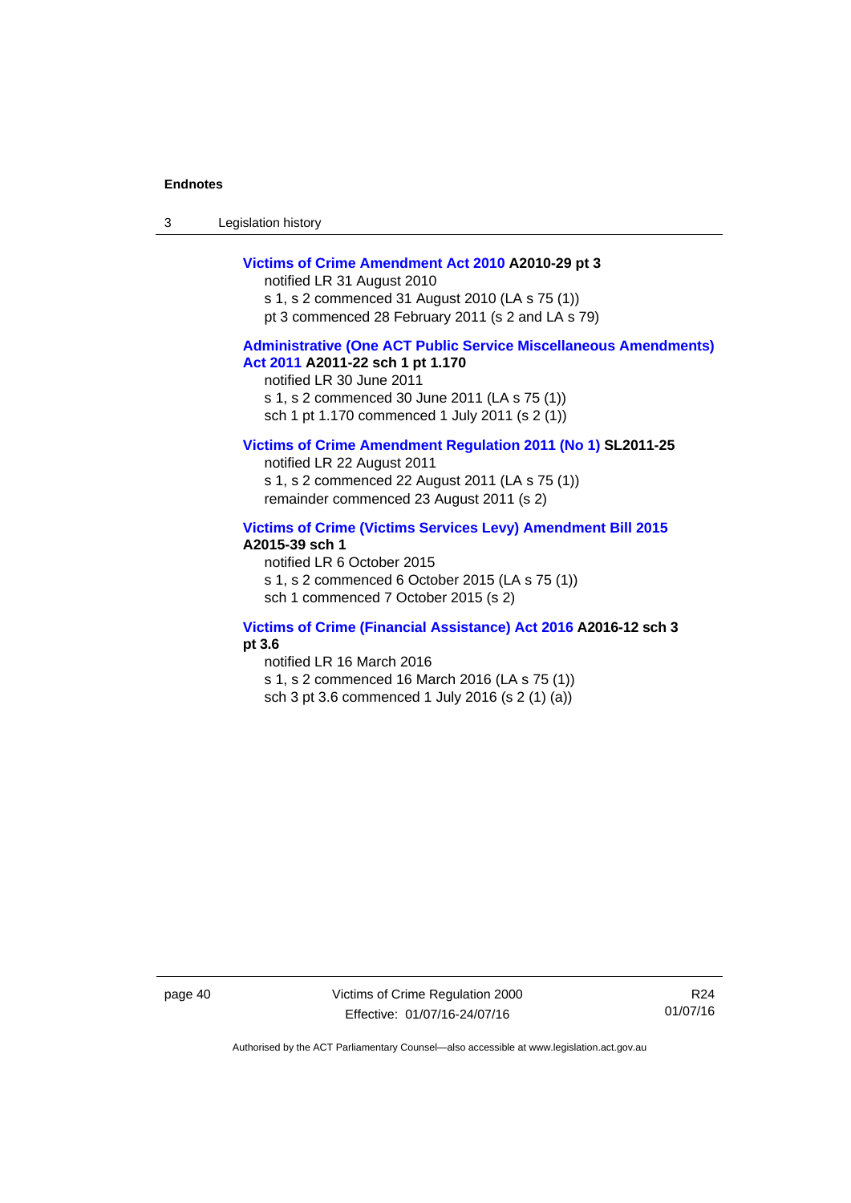**Victims of Crime Amendment Act 2010 A2010-29 pt 3**

notified LR 31 August 2010

s 1, s 2 commenced 31 August 2010 (LA s 75 (1))

pt 3 commenced 28 February 2011 (s 2 and LA s 79)

**Administrative (One ACT Public Service Miscellaneous Amendments) Act 2011 A2011-22 sch 1 pt 1.170**

notified LR 30 June 2011

s 1, s 2 commenced 30 June 2011 (LA s 75 (1))

sch 1 pt 1.170 commenced 1 July 2011 (s 2 (1))

**Victims of Crime Amendment Regulation 2011 (No 1) SL2011-25**

notified LR 22 August 2011

s 1, s 2 commenced 22 August 2011 (LA s 75 (1))

remainder commenced 23 August 2011 (s 2)

**Victims of Crime (Victims Services Levy) Amendment Bill 2015 A2015-39 sch 1**

notified LR 6 October 2015

s 1, s 2 commenced 6 October 2015 (LA s 75 (1))

sch 1 commenced 7 October 2015 (s 2)

**Victims of Crime (Financial Assistance) Act 2016 A2016-12 sch 3 pt 3.6**

notified LR 16 March 2016

s 1, s 2 commenced 16 March 2016 (LA s 75 (1))

sch 3 pt 3.6 commenced 1 July 2016 (s 2 (1) (a))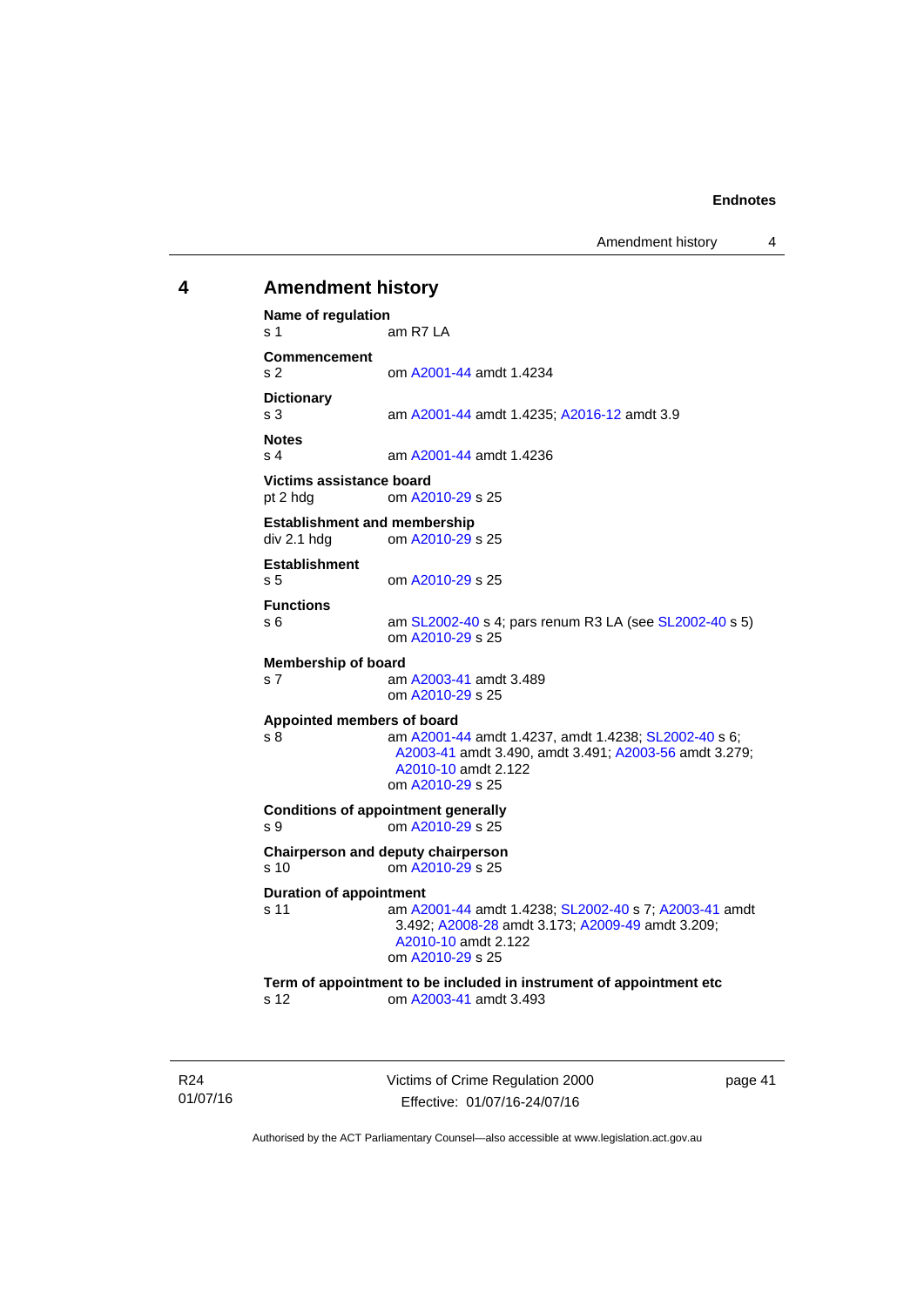## 4 Amendment history

**Name of regulation**
s 1 am R7 LA

**Commencement**
s 2 om A2001-44 amdt 1.4234

**Dictionary**
s 3 am A2001-44 amdt 1.4235; A2016-12 amdt 3.9

**Notes**
s 4 am A2001-44 amdt 1.4236

**Victims assistance board**
pt 2 hdg om A2010-29 s 25

**Establishment and membership**
div 2.1 hdg om A2010-29 s 25

**Establishment**
s 5 om A2010-29 s 25

**Functions**
s 6 am SL2002-40 s 4; pars renum R3 LA (see SL2002-40 s 5)
om A2010-29 s 25

**Membership of board**
s 7 am A2003-41 amdt 3.489
om A2010-29 s 25

**Appointed members of board**
s 8 am A2001-44 amdt 1.4237, amdt 1.4238; SL2002-40 s 6; A2003-41 amdt 3.490, amdt 3.491; A2003-56 amdt 3.279; A2010-10 amdt 2.122
om A2010-29 s 25

**Conditions of appointment generally**
s 9 om A2010-29 s 25

**Chairperson and deputy chairperson**
s 10 om A2010-29 s 25

**Duration of appointment**
s 11 am A2001-44 amdt 1.4238; SL2002-40 s 7; A2003-41 amdt 3.492; A2008-28 amdt 3.173; A2009-49 amdt 3.209; A2010-10 amdt 2.122
om A2010-29 s 25

**Term of appointment to be included in instrument of appointment etc**
s 12 om A2003-41 amdt 3.493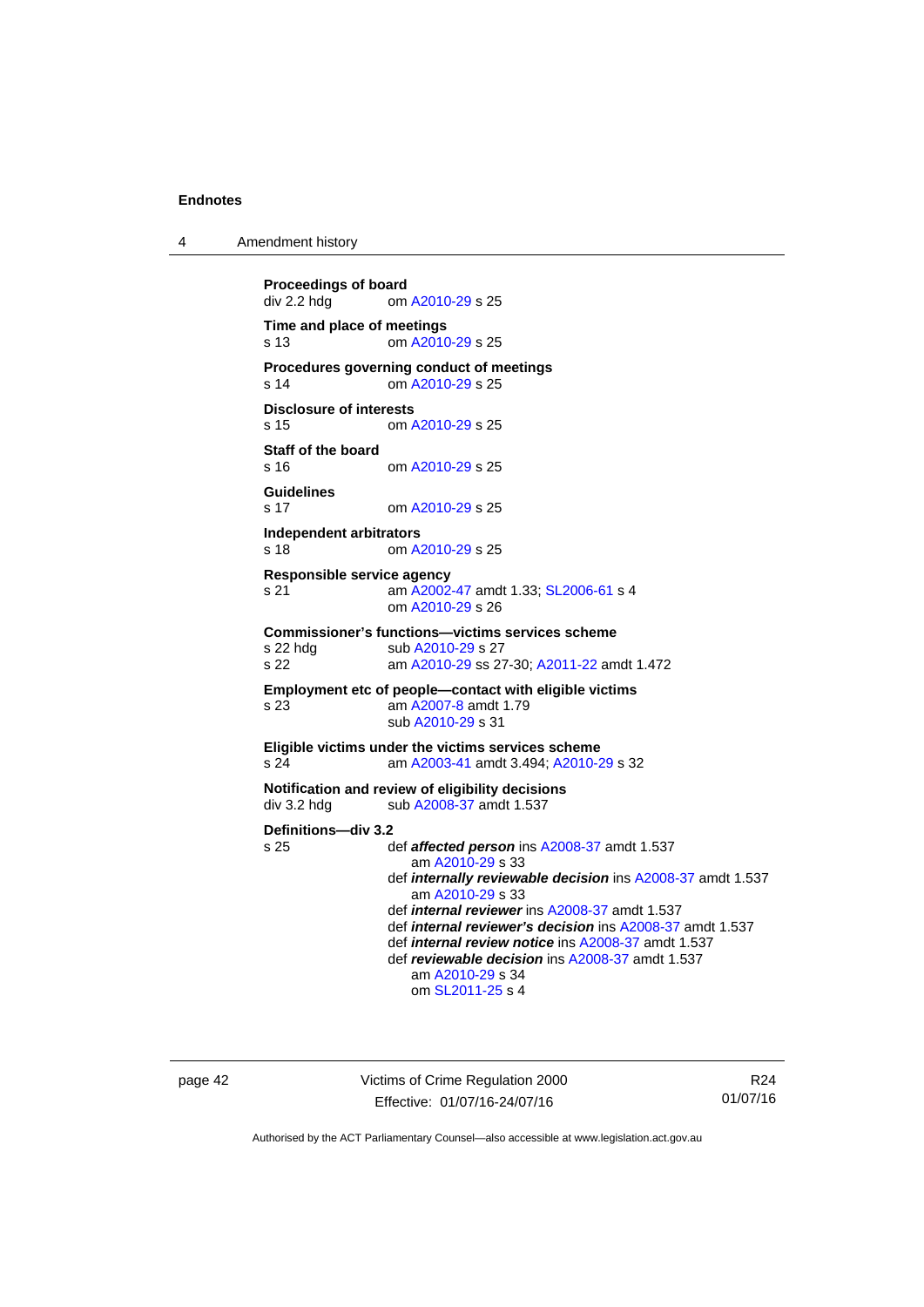**Proceedings of board**
div 2.2 hdg om A2010-29 s 25

**Time and place of meetings**
s 13 om A2010-29 s 25

**Procedures governing conduct of meetings**
s 14 om A2010-29 s 25

**Disclosure of interests**
s 15 om A2010-29 s 25

**Staff of the board**
s 16 om A2010-29 s 25

**Guidelines**
s 17 om A2010-29 s 25

**Independent arbitrators**
s 18 om A2010-29 s 25

**Responsible service agency**
s 21 am A2002-47 amdt 1.33; SL2006-61 s 4
om A2010-29 s 26

**Commissioner's functions—victims services scheme**
s 22 hdg sub A2010-29 s 27
s 22 am A2010-29 ss 27-30; A2011-22 amdt 1.472

**Employment etc of people—contact with eligible victims**
s 23 am A2007-8 amdt 1.79
sub A2010-29 s 31

**Eligible victims under the victims services scheme**
s 24 am A2003-41 amdt 3.494; A2010-29 s 32

**Notification and review of eligibility decisions**
div 3.2 hdg sub A2008-37 amdt 1.537

**Definitions—div 3.2**
s 25 def ***affected person*** ins A2008-37 amdt 1.537
am A2010-29 s 33
def ***internally reviewable decision*** ins A2008-37 amdt 1.537
am A2010-29 s 33
def ***internal reviewer*** ins A2008-37 amdt 1.537
def ***internal reviewer's decision*** ins A2008-37 amdt 1.537
def ***internal review notice*** ins A2008-37 amdt 1.537
def ***reviewable decision*** ins A2008-37 amdt 1.537
am A2010-29 s 34
om SL2011-25 s 4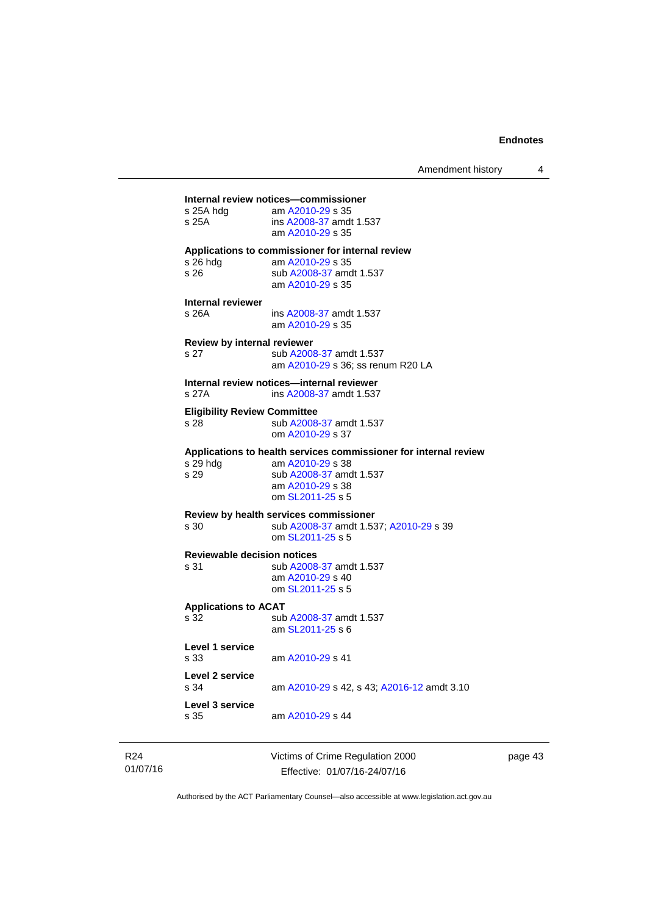**Internal review notices—commissioner**

s 25A hdg am A2010-29 s 35

s 25A ins A2008-37 amdt 1.537
am A2010-29 s 35

**Applications to commissioner for internal review**

s 26 hdg am A2010-29 s 35

s 26 sub A2008-37 amdt 1.537
am A2010-29 s 35

**Internal reviewer**

s 26A ins A2008-37 amdt 1.537
am A2010-29 s 35

**Review by internal reviewer**

s 27 sub A2008-37 amdt 1.537
am A2010-29 s 36; ss renum R20 LA

**Internal review notices—internal reviewer**

s 27A ins A2008-37 amdt 1.537

**Eligibility Review Committee**

s 28 sub A2008-37 amdt 1.537
om A2010-29 s 37

**Applications to health services commissioner for internal review**

s 29 hdg am A2010-29 s 38

s 29 sub A2008-37 amdt 1.537
am A2010-29 s 38
om SL2011-25 s 5

**Review by health services commissioner**

s 30 sub A2008-37 amdt 1.537; A2010-29 s 39
om SL2011-25 s 5

**Reviewable decision notices**

s 31 sub A2008-37 amdt 1.537
am A2010-29 s 40
om SL2011-25 s 5

**Applications to ACAT**

s 32 sub A2008-37 amdt 1.537
am SL2011-25 s 6

**Level 1 service**

s 33 am A2010-29 s 41

**Level 2 service**

s 34 am A2010-29 s 42, s 43; A2016-12 amdt 3.10

**Level 3 service**

s 35 am A2010-29 s 44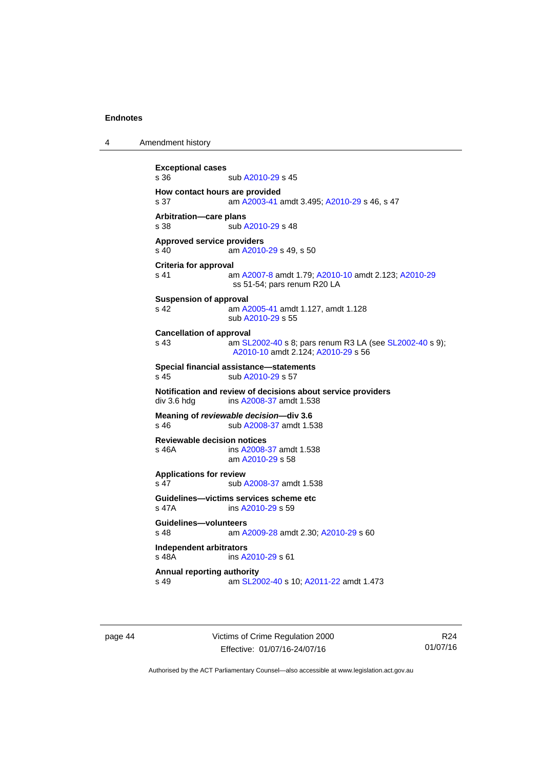**Exceptional cases**
s 36 sub A2010-29 s 45

**How contact hours are provided**
s 37 am A2003-41 amdt 3.495; A2010-29 s 46, s 47

**Arbitration—care plans**
s 38 sub A2010-29 s 48

**Approved service providers**
s 40 am A2010-29 s 49, s 50

**Criteria for approval**
s 41 am A2007-8 amdt 1.79; A2010-10 amdt 2.123; A2010-29 ss 51-54; pars renum R20 LA

**Suspension of approval**
s 42 am A2005-41 amdt 1.127, amdt 1.128
sub A2010-29 s 55

**Cancellation of approval**
s 43 am SL2002-40 s 8; pars renum R3 LA (see SL2002-40 s 9); A2010-10 amdt 2.124; A2010-29 s 56

**Special financial assistance—statements**
s 45 sub A2010-29 s 57

**Notification and review of decisions about service providers**
div 3.6 hdg ins A2008-37 amdt 1.538

**Meaning of *reviewable decision*—div 3.6**
s 46 sub A2008-37 amdt 1.538

**Reviewable decision notices**
s 46A ins A2008-37 amdt 1.538
am A2010-29 s 58

**Applications for review**
s 47 sub A2008-37 amdt 1.538

**Guidelines—victims services scheme etc**
s 47A ins A2010-29 s 59

**Guidelines—volunteers**
s 48 am A2009-28 amdt 2.30; A2010-29 s 60

**Independent arbitrators**
s 48A ins A2010-29 s 61

**Annual reporting authority**
s 49 am SL2002-40 s 10; A2011-22 amdt 1.473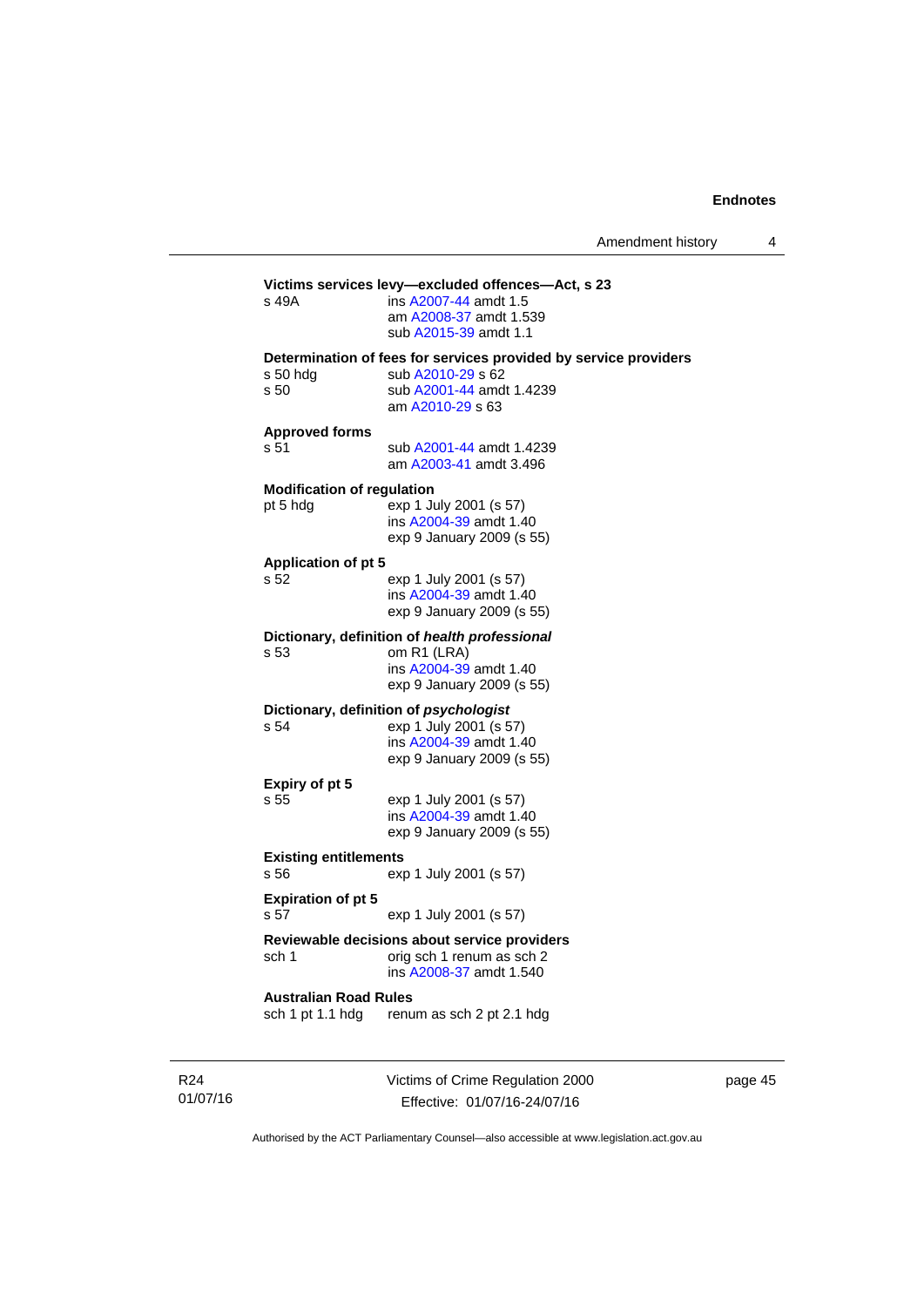**Victims services levy—excluded offences—Act, s 23**

s 49A ins A2007-44 amdt 1.5
am A2008-37 amdt 1.539
sub A2015-39 amdt 1.1

**Determination of fees for services provided by service providers**

s 50 hdg sub A2010-29 s 62
s 50 sub A2001-44 amdt 1.4239
am A2010-29 s 63

**Approved forms**

s 51 sub A2001-44 amdt 1.4239
am A2003-41 amdt 3.496

**Modification of regulation**

pt 5 hdg exp 1 July 2001 (s 57)
ins A2004-39 amdt 1.40
exp 9 January 2009 (s 55)

**Application of pt 5**

s 52 exp 1 July 2001 (s 57)
ins A2004-39 amdt 1.40
exp 9 January 2009 (s 55)

**Dictionary, definition of *health professional***

s 53 om R1 (LRA)
ins A2004-39 amdt 1.40
exp 9 January 2009 (s 55)

**Dictionary, definition of *psychologist***

s 54 exp 1 July 2001 (s 57)
ins A2004-39 amdt 1.40
exp 9 January 2009 (s 55)

**Expiry of pt 5**

s 55 exp 1 July 2001 (s 57)
ins A2004-39 amdt 1.40
exp 9 January 2009 (s 55)

**Existing entitlements**

s 56 exp 1 July 2001 (s 57)

**Expiration of pt 5**

s 57 exp 1 July 2001 (s 57)

**Reviewable decisions about service providers**

sch 1 orig sch 1 renum as sch 2
ins A2008-37 amdt 1.540

**Australian Road Rules**

sch 1 pt 1.1 hdg renum as sch 2 pt 2.1 hdg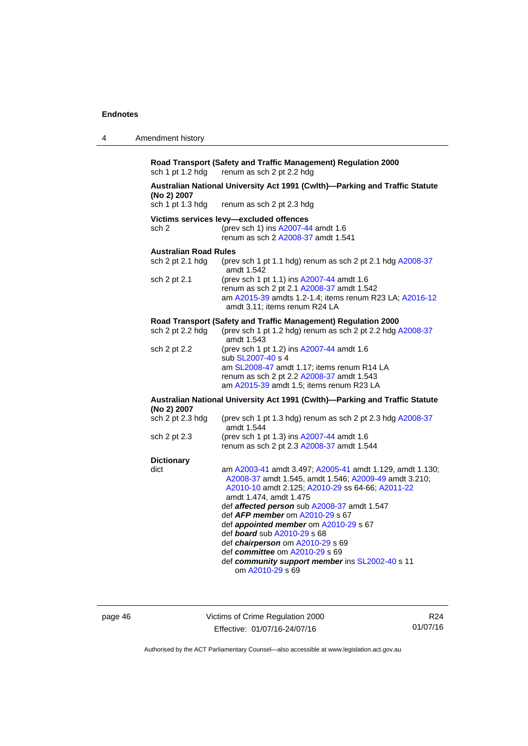**Road Transport (Safety and Traffic Management) Regulation 2000**
sch 1 pt 1.2 hdg renum as sch 2 pt 2.2 hdg

**Australian National University Act 1991 (Cwlth)—Parking and Traffic Statute (No 2) 2007**
sch 1 pt 1.3 hdg renum as sch 2 pt 2.3 hdg

**Victims services levy—excluded offences**
sch 2 (prev sch 1) ins A2007-44 amdt 1.6
renum as sch 2 A2008-37 amdt 1.541

**Australian Road Rules**
sch 2 pt 2.1 hdg (prev sch 1 pt 1.1 hdg) renum as sch 2 pt 2.1 hdg A2008-37 amdt 1.542
sch 2 pt 2.1 (prev sch 1 pt 1.1) ins A2007-44 amdt 1.6
renum as sch 2 pt 2.1 A2008-37 amdt 1.542
am A2015-39 amdts 1.2-1.4; items renum R23 LA; A2016-12 amdt 3.11; items renum R24 LA

**Road Transport (Safety and Traffic Management) Regulation 2000**
sch 2 pt 2.2 hdg (prev sch 1 pt 1.2 hdg) renum as sch 2 pt 2.2 hdg A2008-37 amdt 1.543
sch 2 pt 2.2 (prev sch 1 pt 1.2) ins A2007-44 amdt 1.6
sub SL2007-40 s 4
am SL2008-47 amdt 1.17; items renum R14 LA
renum as sch 2 pt 2.2 A2008-37 amdt 1.543
am A2015-39 amdt 1.5; items renum R23 LA

**Australian National University Act 1991 (Cwlth)—Parking and Traffic Statute (No 2) 2007**
sch 2 pt 2.3 hdg (prev sch 1 pt 1.3 hdg) renum as sch 2 pt 2.3 hdg A2008-37 amdt 1.544
sch 2 pt 2.3 (prev sch 1 pt 1.3) ins A2007-44 amdt 1.6
renum as sch 2 pt 2.3 A2008-37 amdt 1.544

**Dictionary**
dict am A2003-41 amdt 3.497; A2005-41 amdt 1.129, amdt 1.130; A2008-37 amdt 1.545, amdt 1.546; A2009-49 amdt 3.210; A2010-10 amdt 2.125; A2010-29 ss 64-66; A2011-22 amdt 1.474, amdt 1.475
def ***affected person*** sub A2008-37 amdt 1.547
def ***AFP member*** om A2010-29 s 67
def ***appointed member*** om A2010-29 s 67
def ***board*** sub A2010-29 s 68
def ***chairperson*** om A2010-29 s 69
def ***committee*** om A2010-29 s 69
def ***community support member*** ins SL2002-40 s 11
om A2010-29 s 69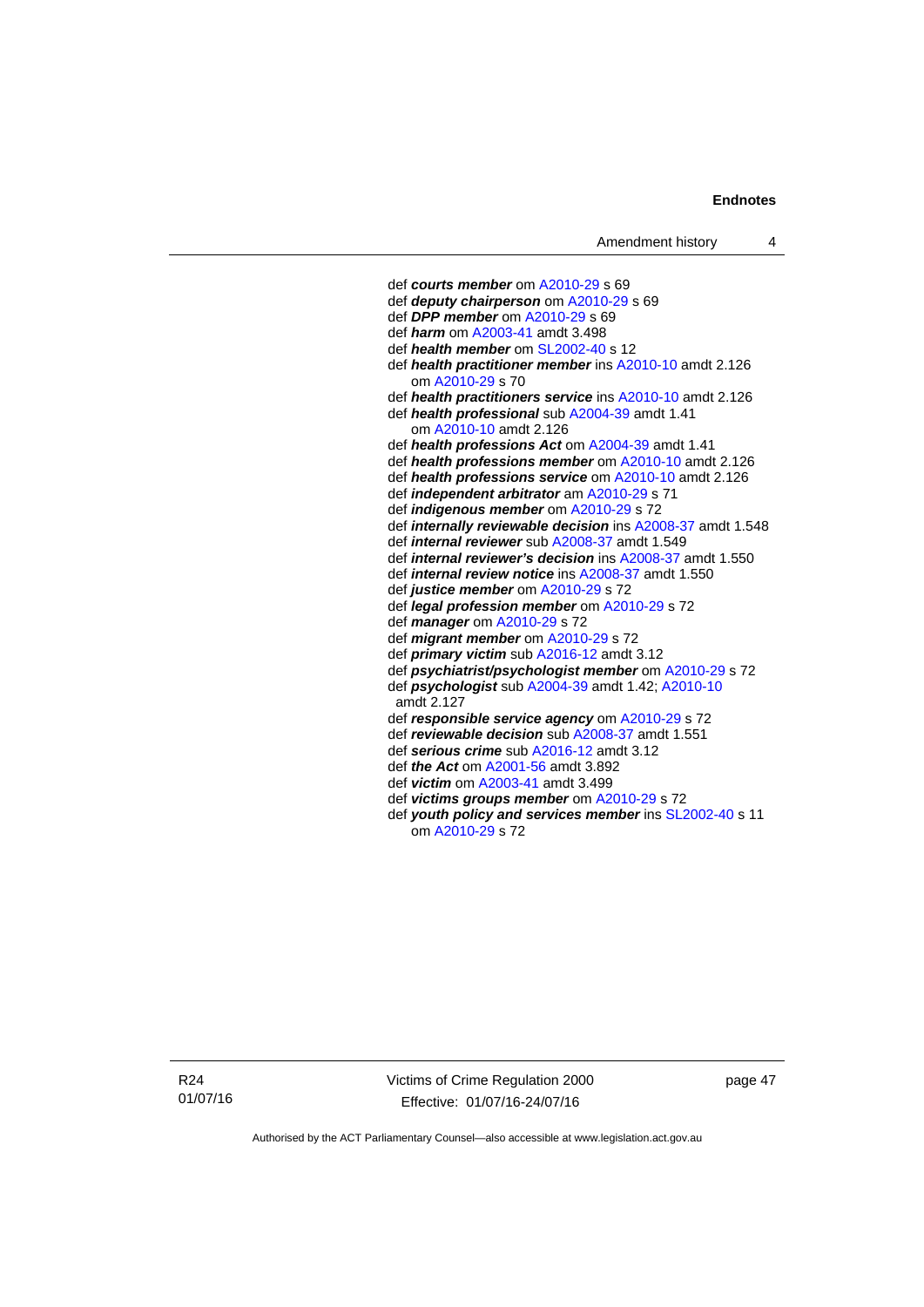def ***courts member*** om A2010-29 s 69
def ***deputy chairperson*** om A2010-29 s 69
def ***DPP member*** om A2010-29 s 69
def ***harm*** om A2003-41 amdt 3.498
def ***health member*** om SL2002-40 s 12
def ***health practitioner member*** ins A2010-10 amdt 2.126
    om A2010-29 s 70
def ***health practitioners service*** ins A2010-10 amdt 2.126
def ***health professional*** sub A2004-39 amdt 1.41
    om A2010-10 amdt 2.126
def ***health professions Act*** om A2004-39 amdt 1.41
def ***health professions member*** om A2010-10 amdt 2.126
def ***health professions service*** om A2010-10 amdt 2.126
def ***independent arbitrator*** am A2010-29 s 71
def ***indigenous member*** om A2010-29 s 72
def ***internally reviewable decision*** ins A2008-37 amdt 1.548
def ***internal reviewer*** sub A2008-37 amdt 1.549
def ***internal reviewer's decision*** ins A2008-37 amdt 1.550
def ***internal review notice*** ins A2008-37 amdt 1.550
def ***justice member*** om A2010-29 s 72
def ***legal profession member*** om A2010-29 s 72
def ***manager*** om A2010-29 s 72
def ***migrant member*** om A2010-29 s 72
def ***primary victim*** sub A2016-12 amdt 3.12
def ***psychiatrist/psychologist member*** om A2010-29 s 72
def ***psychologist*** sub A2004-39 amdt 1.42; A2010-10 amdt 2.127
def ***responsible service agency*** om A2010-29 s 72
def ***reviewable decision*** sub A2008-37 amdt 1.551
def ***serious crime*** sub A2016-12 amdt 3.12
def ***the Act*** om A2001-56 amdt 3.892
def ***victim*** om A2003-41 amdt 3.499
def ***victims groups member*** om A2010-29 s 72
def ***youth policy and services member*** ins SL2002-40 s 11
    om A2010-29 s 72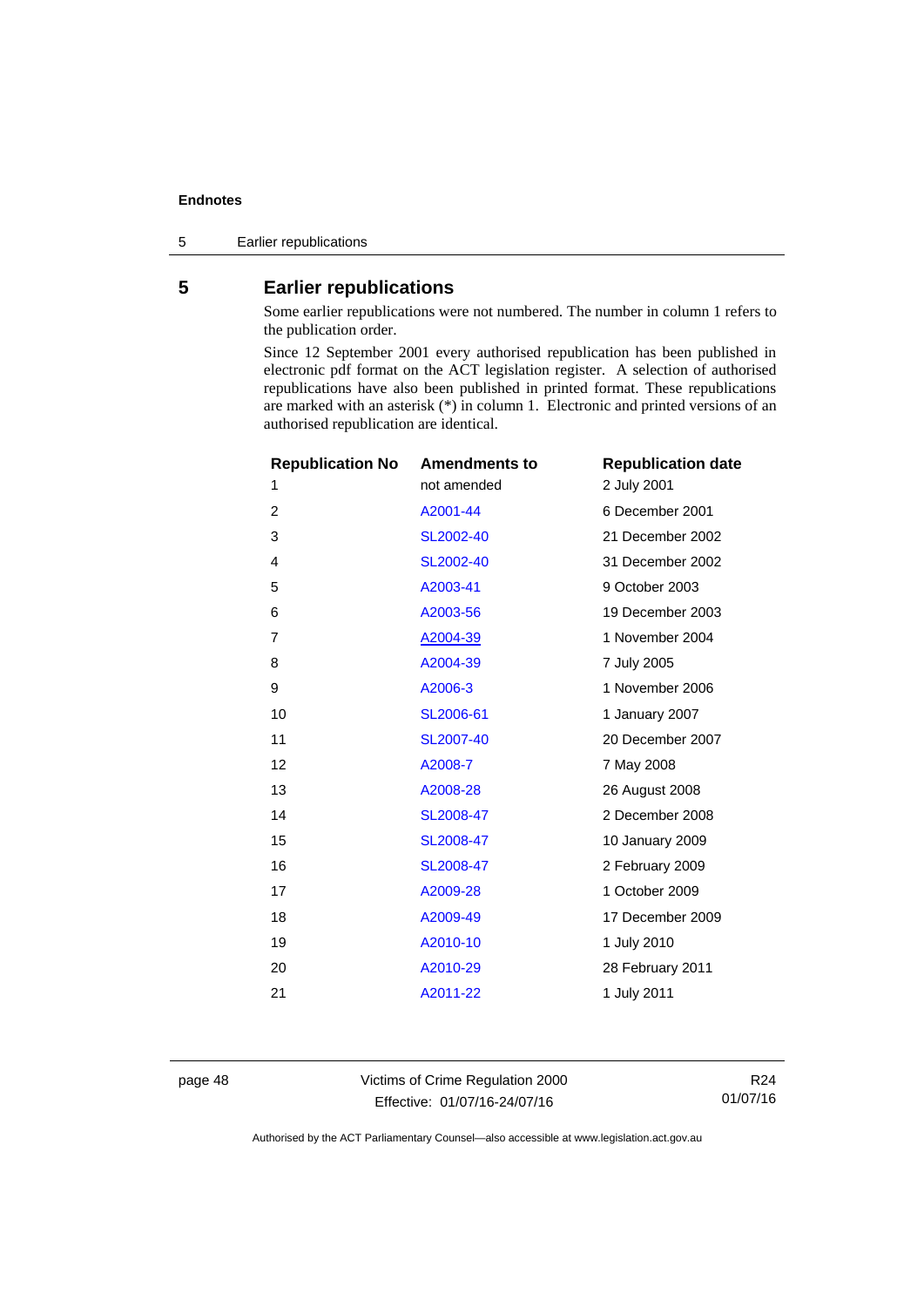## 5 Earlier republications

Some earlier republications were not numbered. The number in column 1 refers to the publication order.

Since 12 September 2001 every authorised republication has been published in electronic pdf format on the ACT legislation register. A selection of authorised republications have also been published in printed format. These republications are marked with an asterisk (*) in column 1. Electronic and printed versions of an authorised republication are identical.

| Republication No | Amendments to | Republication date |
|---|---|---|
| 1 | not amended | 2 July 2001 |
| 2 | A2001-44 | 6 December 2001 |
| 3 | SL2002-40 | 21 December 2002 |
| 4 | SL2002-40 | 31 December 2002 |
| 5 | A2003-41 | 9 October 2003 |
| 6 | A2003-56 | 19 December 2003 |
| 7 | A2004-39 | 1 November 2004 |
| 8 | A2004-39 | 7 July 2005 |
| 9 | A2006-3 | 1 November 2006 |
| 10 | SL2006-61 | 1 January 2007 |
| 11 | SL2007-40 | 20 December 2007 |
| 12 | A2008-7 | 7 May 2008 |
| 13 | A2008-28 | 26 August 2008 |
| 14 | SL2008-47 | 2 December 2008 |
| 15 | SL2008-47 | 10 January 2009 |
| 16 | SL2008-47 | 2 February 2009 |
| 17 | A2009-28 | 1 October 2009 |
| 18 | A2009-49 | 17 December 2009 |
| 19 | A2010-10 | 1 July 2010 |
| 20 | A2010-29 | 28 February 2011 |
| 21 | A2011-22 | 1 July 2011 |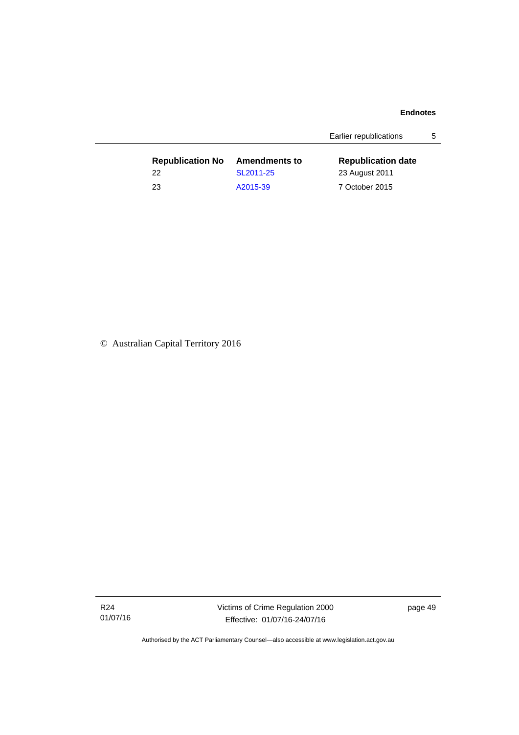| Republication No | Amendments to | Republication date |
| --- | --- | --- |
| 22 | SL2011-25 | 23 August 2011 |
| 23 | A2015-39 | 7 October 2015 |

© Australian Capital Territory 2016